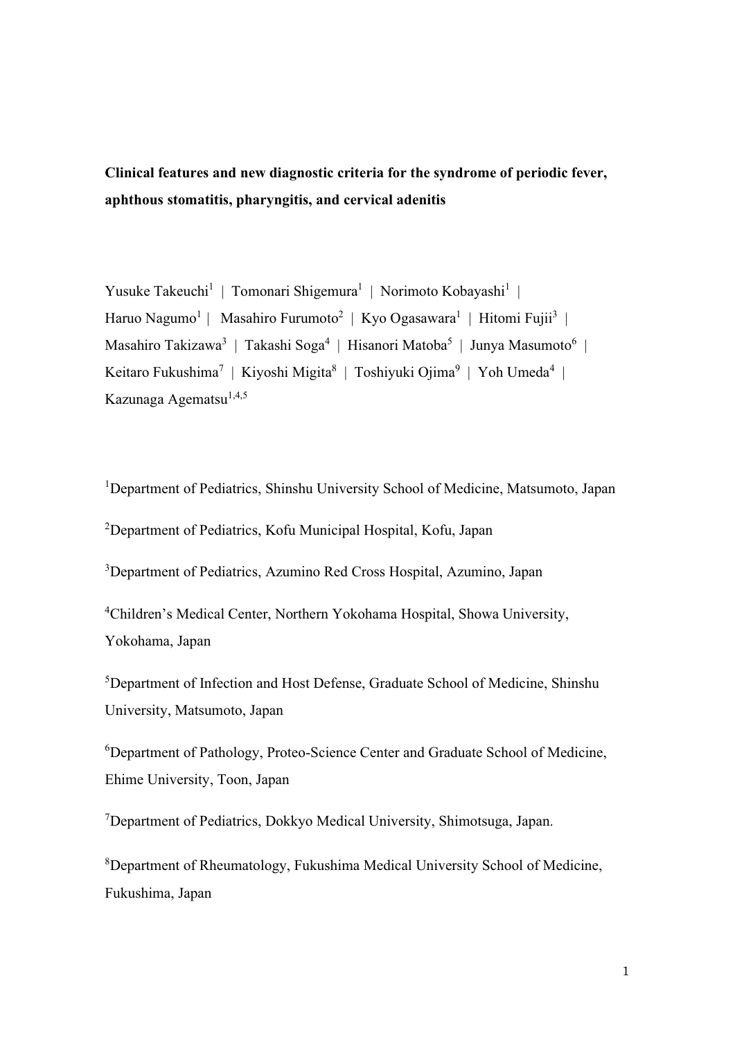# Clinical features and new diagnostic criteria for the syndrome of periodic fever, aphthous stomatitis, pharyngitis, and cervical adenitis

Yusuke Takeuchi[1] | Tomonari Shigemura[1] | Norimoto Kobayashi[1] | Haruo Nagumo[1] | Masahiro Furumoto[2] | Kyo Ogasawara[1] | Hitomi Fujii[3] | Masahiro Takizawa[3] | Takashi Soga[4] | Hisanori Matoba[5] | Junya Masumoto[6] | Keitaro Fukushima[7] | Kiyoshi Migita[8] | Toshiyuki Ojima[9] | Yoh Umeda[4] | Kazunaga Agematsu[1,4,5]

[1]Department of Pediatrics, Shinshu University School of Medicine, Matsumoto, Japan

[2]Department of Pediatrics, Kofu Municipal Hospital, Kofu, Japan

[3]Department of Pediatrics, Azumino Red Cross Hospital, Azumino, Japan

[4]Children's Medical Center, Northern Yokohama Hospital, Showa University, Yokohama, Japan

[5]Department of Infection and Host Defense, Graduate School of Medicine, Shinshu University, Matsumoto, Japan

[6]Department of Pathology, Proteo-Science Center and Graduate School of Medicine, Ehime University, Toon, Japan

[7]Department of Pediatrics, Dokkyo Medical University, Shimotsuga, Japan.

[8]Department of Rheumatology, Fukushima Medical University School of Medicine, Fukushima, Japan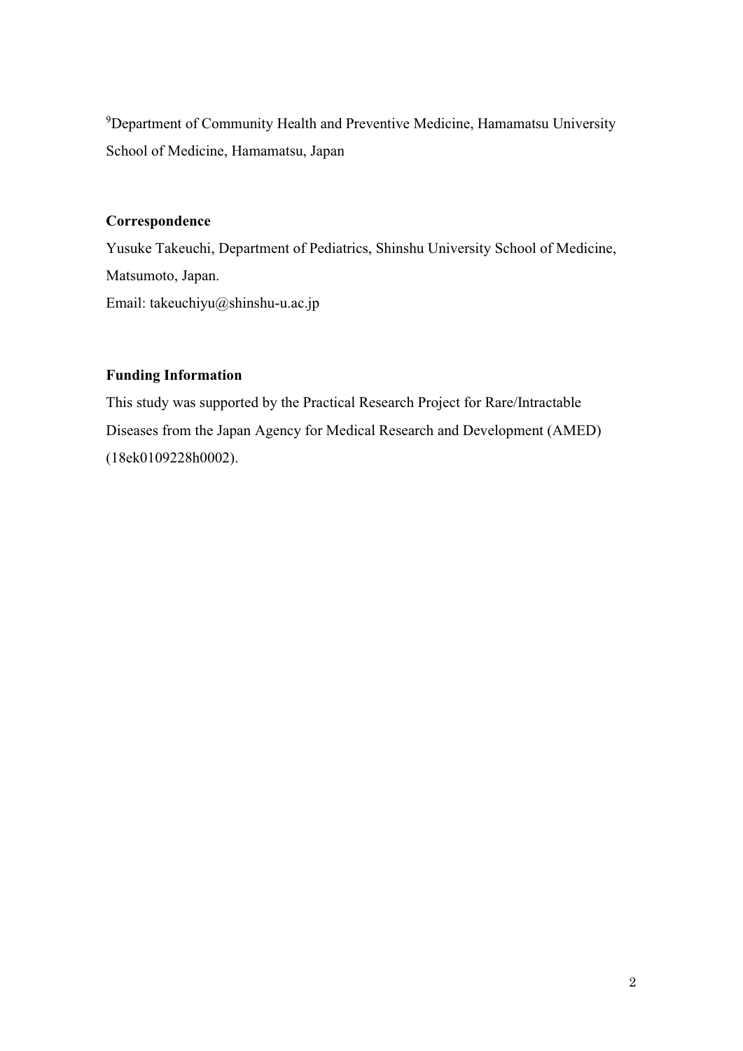[9]Department of Community Health and Preventive Medicine, Hamamatsu University School of Medicine, Hamamatsu, Japan

**Correspondence**

Yusuke Takeuchi, Department of Pediatrics, Shinshu University School of Medicine, Matsumoto, Japan.

Email: takeuchiyu@shinshu-u.ac.jp

**Funding Information**

This study was supported by the Practical Research Project for Rare/Intractable Diseases from the Japan Agency for Medical Research and Development (AMED) (18ek0109228h0002).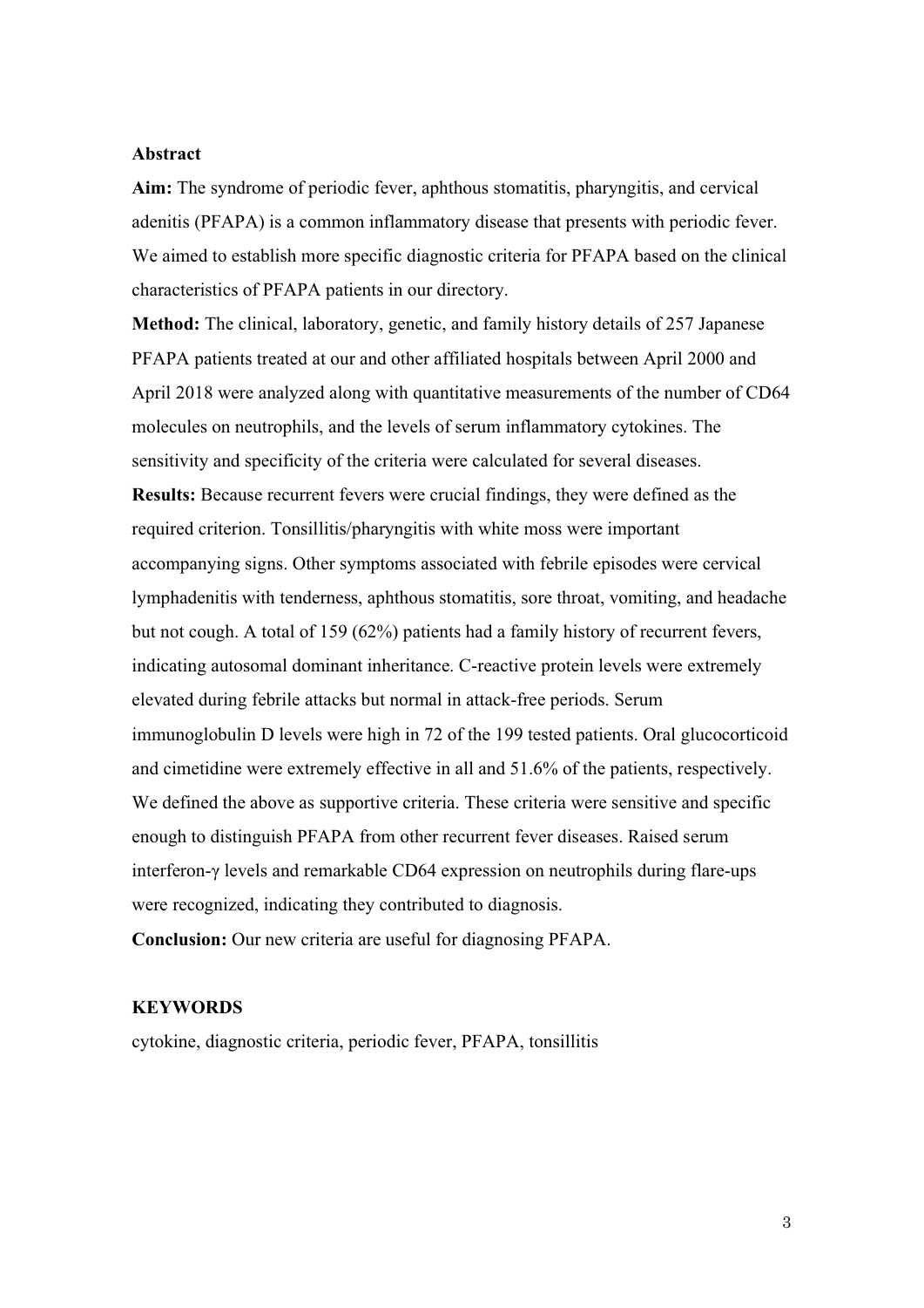## Abstract

**Aim:** The syndrome of periodic fever, aphthous stomatitis, pharyngitis, and cervical adenitis (PFAPA) is a common inflammatory disease that presents with periodic fever. We aimed to establish more specific diagnostic criteria for PFAPA based on the clinical characteristics of PFAPA patients in our directory.

**Method:** The clinical, laboratory, genetic, and family history details of 257 Japanese PFAPA patients treated at our and other affiliated hospitals between April 2000 and April 2018 were analyzed along with quantitative measurements of the number of CD64 molecules on neutrophils, and the levels of serum inflammatory cytokines. The sensitivity and specificity of the criteria were calculated for several diseases.

**Results:** Because recurrent fevers were crucial findings, they were defined as the required criterion. Tonsillitis/pharyngitis with white moss were important accompanying signs. Other symptoms associated with febrile episodes were cervical lymphadenitis with tenderness, aphthous stomatitis, sore throat, vomiting, and headache but not cough. A total of 159 (62%) patients had a family history of recurrent fevers, indicating autosomal dominant inheritance. C-reactive protein levels were extremely elevated during febrile attacks but normal in attack-free periods. Serum immunoglobulin D levels were high in 72 of the 199 tested patients. Oral glucocorticoid and cimetidine were extremely effective in all and 51.6% of the patients, respectively. We defined the above as supportive criteria. These criteria were sensitive and specific enough to distinguish PFAPA from other recurrent fever diseases. Raised serum interferon-γ levels and remarkable CD64 expression on neutrophils during flare-ups were recognized, indicating they contributed to diagnosis.

**Conclusion:** Our new criteria are useful for diagnosing PFAPA.

## KEYWORDS

cytokine, diagnostic criteria, periodic fever, PFAPA, tonsillitis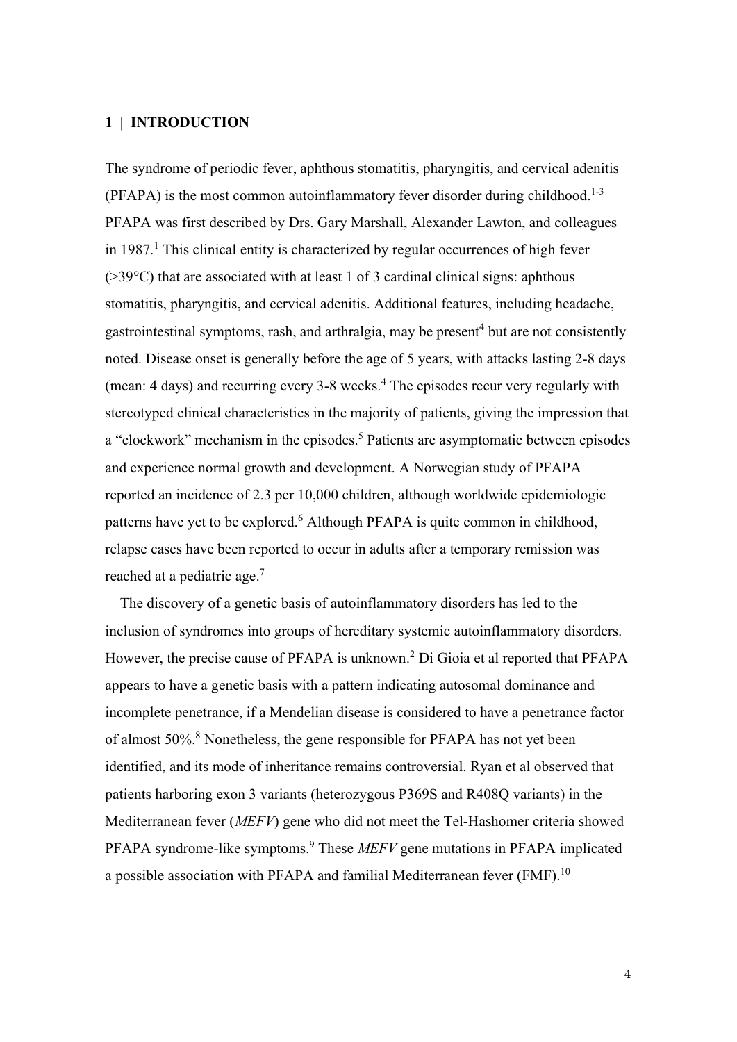## 1 | INTRODUCTION

The syndrome of periodic fever, aphthous stomatitis, pharyngitis, and cervical adenitis (PFAPA) is the most common autoinflammatory fever disorder during childhood.[1-3] PFAPA was first described by Drs. Gary Marshall, Alexander Lawton, and colleagues in 1987.[1] This clinical entity is characterized by regular occurrences of high fever (>39°C) that are associated with at least 1 of 3 cardinal clinical signs: aphthous stomatitis, pharyngitis, and cervical adenitis. Additional features, including headache, gastrointestinal symptoms, rash, and arthralgia, may be present[4] but are not consistently noted. Disease onset is generally before the age of 5 years, with attacks lasting 2-8 days (mean: 4 days) and recurring every 3-8 weeks.[4] The episodes recur very regularly with stereotyped clinical characteristics in the majority of patients, giving the impression that a "clockwork" mechanism in the episodes.[5] Patients are asymptomatic between episodes and experience normal growth and development. A Norwegian study of PFAPA reported an incidence of 2.3 per 10,000 children, although worldwide epidemiologic patterns have yet to be explored.[6] Although PFAPA is quite common in childhood, relapse cases have been reported to occur in adults after a temporary remission was reached at a pediatric age.[7]

The discovery of a genetic basis of autoinflammatory disorders has led to the inclusion of syndromes into groups of hereditary systemic autoinflammatory disorders. However, the precise cause of PFAPA is unknown.[2] Di Gioia et al reported that PFAPA appears to have a genetic basis with a pattern indicating autosomal dominance and incomplete penetrance, if a Mendelian disease is considered to have a penetrance factor of almost 50%.[8] Nonetheless, the gene responsible for PFAPA has not yet been identified, and its mode of inheritance remains controversial. Ryan et al observed that patients harboring exon 3 variants (heterozygous P369S and R408Q variants) in the Mediterranean fever (*MEFV*) gene who did not meet the Tel-Hashomer criteria showed PFAPA syndrome-like symptoms.[9] These *MEFV* gene mutations in PFAPA implicated a possible association with PFAPA and familial Mediterranean fever (FMF).[10]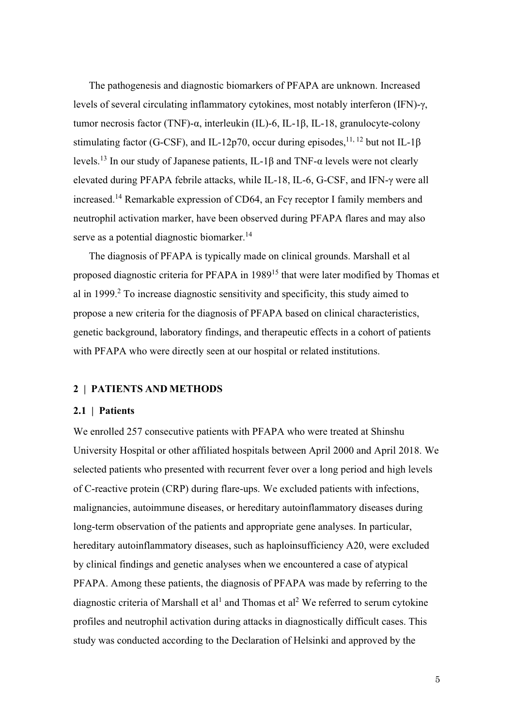The pathogenesis and diagnostic biomarkers of PFAPA are unknown. Increased levels of several circulating inflammatory cytokines, most notably interferon (IFN)-γ, tumor necrosis factor (TNF)-α, interleukin (IL)-6, IL-1β, IL-18, granulocyte-colony stimulating factor (G-CSF), and IL-12p70, occur during episodes,[11, 12] but not IL-1β levels.[13] In our study of Japanese patients, IL-1β and TNF-α levels were not clearly elevated during PFAPA febrile attacks, while IL-18, IL-6, G-CSF, and IFN-γ were all increased.[14] Remarkable expression of CD64, an Fcγ receptor I family members and neutrophil activation marker, have been observed during PFAPA flares and may also serve as a potential diagnostic biomarker.[14]

The diagnosis of PFAPA is typically made on clinical grounds. Marshall et al proposed diagnostic criteria for PFAPA in 1989[15] that were later modified by Thomas et al in 1999.[2] To increase diagnostic sensitivity and specificity, this study aimed to propose a new criteria for the diagnosis of PFAPA based on clinical characteristics, genetic background, laboratory findings, and therapeutic effects in a cohort of patients with PFAPA who were directly seen at our hospital or related institutions.

## 2 | PATIENTS AND METHODS

### 2.1 | Patients

We enrolled 257 consecutive patients with PFAPA who were treated at Shinshu University Hospital or other affiliated hospitals between April 2000 and April 2018. We selected patients who presented with recurrent fever over a long period and high levels of C-reactive protein (CRP) during flare-ups. We excluded patients with infections, malignancies, autoimmune diseases, or hereditary autoinflammatory diseases during long-term observation of the patients and appropriate gene analyses. In particular, hereditary autoinflammatory diseases, such as haploinsufficiency A20, were excluded by clinical findings and genetic analyses when we encountered a case of atypical PFAPA. Among these patients, the diagnosis of PFAPA was made by referring to the diagnostic criteria of Marshall et al[1] and Thomas et al[2] We referred to serum cytokine profiles and neutrophil activation during attacks in diagnostically difficult cases. This study was conducted according to the Declaration of Helsinki and approved by the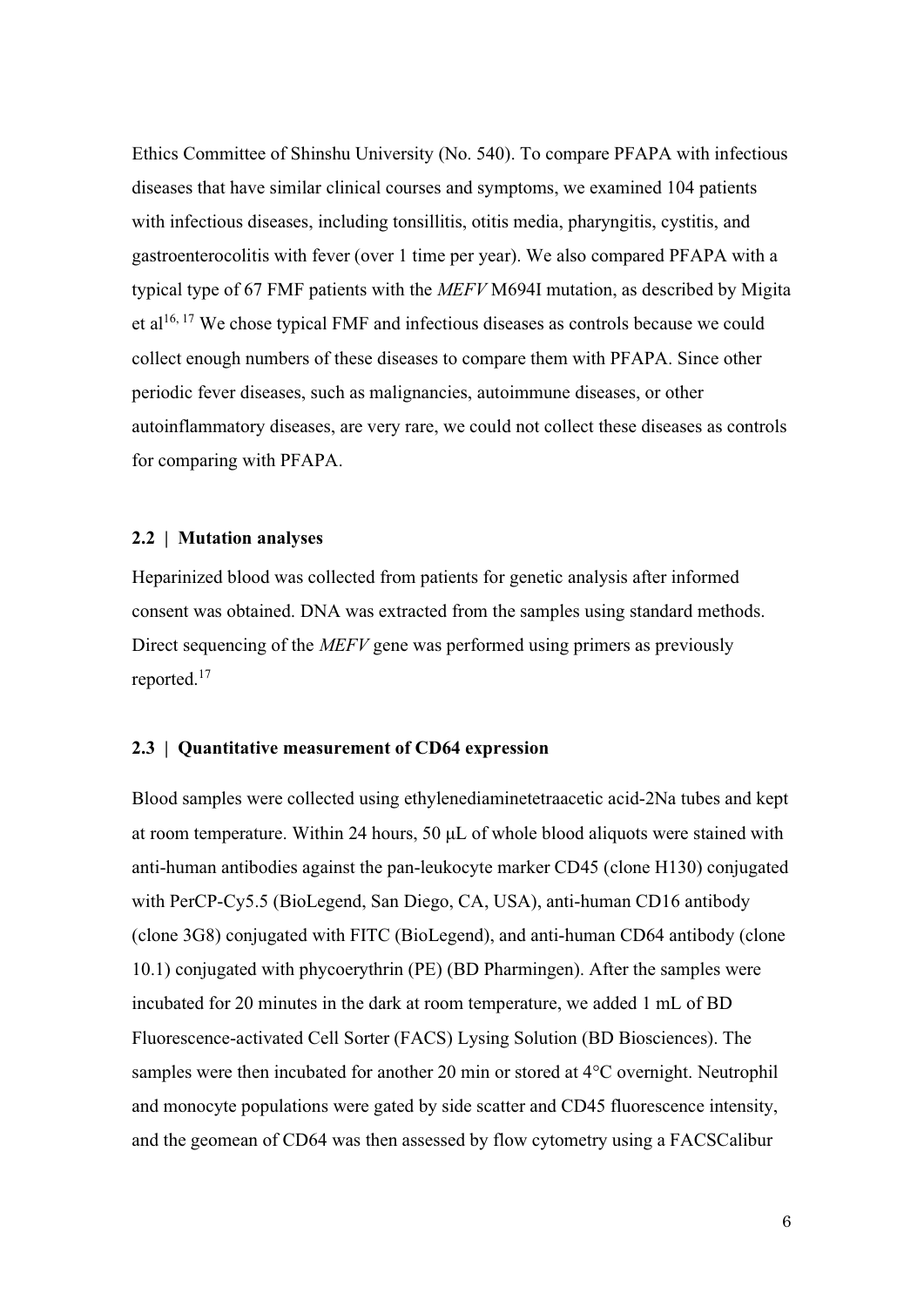Ethics Committee of Shinshu University (No. 540). To compare PFAPA with infectious diseases that have similar clinical courses and symptoms, we examined 104 patients with infectious diseases, including tonsillitis, otitis media, pharyngitis, cystitis, and gastroenterocolitis with fever (over 1 time per year). We also compared PFAPA with a typical type of 67 FMF patients with the *MEFV* M694I mutation, as described by Migita et al[16, 17] We chose typical FMF and infectious diseases as controls because we could collect enough numbers of these diseases to compare them with PFAPA. Since other periodic fever diseases, such as malignancies, autoimmune diseases, or other autoinflammatory diseases, are very rare, we could not collect these diseases as controls for comparing with PFAPA.

### 2.2 | Mutation analyses

Heparinized blood was collected from patients for genetic analysis after informed consent was obtained. DNA was extracted from the samples using standard methods. Direct sequencing of the *MEFV* gene was performed using primers as previously reported.[17]

### 2.3 | Quantitative measurement of CD64 expression

Blood samples were collected using ethylenediaminetetraacetic acid-2Na tubes and kept at room temperature. Within 24 hours, 50 μL of whole blood aliquots were stained with anti-human antibodies against the pan-leukocyte marker CD45 (clone H130) conjugated with PerCP-Cy5.5 (BioLegend, San Diego, CA, USA), anti-human CD16 antibody (clone 3G8) conjugated with FITC (BioLegend), and anti-human CD64 antibody (clone 10.1) conjugated with phycoerythrin (PE) (BD Pharmingen). After the samples were incubated for 20 minutes in the dark at room temperature, we added 1 mL of BD Fluorescence-activated Cell Sorter (FACS) Lysing Solution (BD Biosciences). The samples were then incubated for another 20 min or stored at 4°C overnight. Neutrophil and monocyte populations were gated by side scatter and CD45 fluorescence intensity, and the geomean of CD64 was then assessed by flow cytometry using a FACSCalibur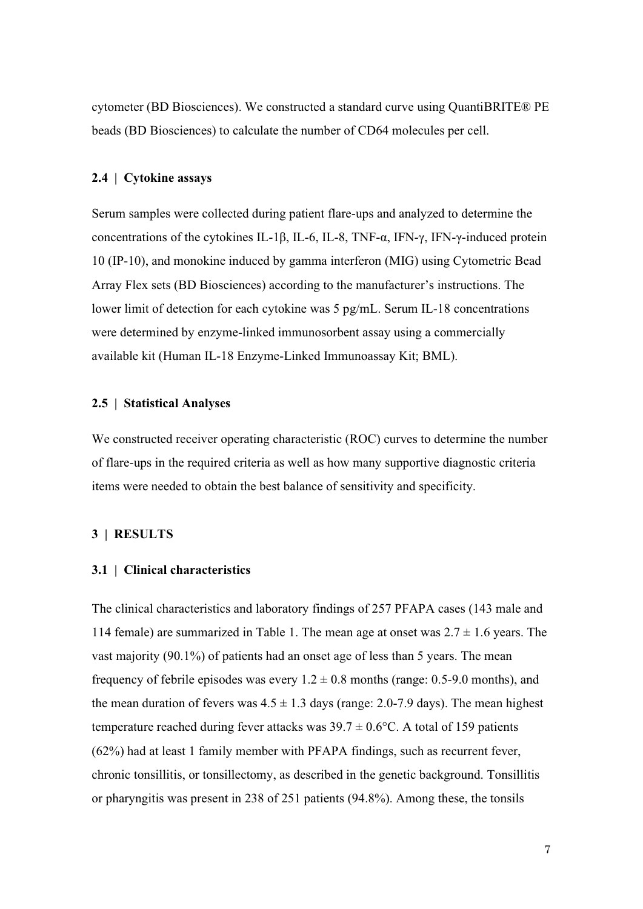cytometer (BD Biosciences). We constructed a standard curve using QuantiBRITE® PE beads (BD Biosciences) to calculate the number of CD64 molecules per cell.

### 2.4 | Cytokine assays

Serum samples were collected during patient flare-ups and analyzed to determine the concentrations of the cytokines IL-1β, IL-6, IL-8, TNF-α, IFN-γ, IFN-γ-induced protein 10 (IP-10), and monokine induced by gamma interferon (MIG) using Cytometric Bead Array Flex sets (BD Biosciences) according to the manufacturer's instructions. The lower limit of detection for each cytokine was 5 pg/mL. Serum IL-18 concentrations were determined by enzyme-linked immunosorbent assay using a commercially available kit (Human IL-18 Enzyme-Linked Immunoassay Kit; BML).

### 2.5 | Statistical Analyses

We constructed receiver operating characteristic (ROC) curves to determine the number of flare-ups in the required criteria as well as how many supportive diagnostic criteria items were needed to obtain the best balance of sensitivity and specificity.

## 3 | RESULTS

### 3.1 | Clinical characteristics

The clinical characteristics and laboratory findings of 257 PFAPA cases (143 male and 114 female) are summarized in Table 1. The mean age at onset was $2.7 \pm 1.6$ years. The vast majority (90.1%) of patients had an onset age of less than 5 years. The mean frequency of febrile episodes was every $1.2 \pm 0.8$ months (range: 0.5-9.0 months), and the mean duration of fevers was $4.5 \pm 1.3$ days (range: 2.0-7.9 days). The mean highest temperature reached during fever attacks was $39.7 \pm 0.6$°C. A total of 159 patients (62%) had at least 1 family member with PFAPA findings, such as recurrent fever, chronic tonsillitis, or tonsillectomy, as described in the genetic background. Tonsillitis or pharyngitis was present in 238 of 251 patients (94.8%). Among these, the tonsils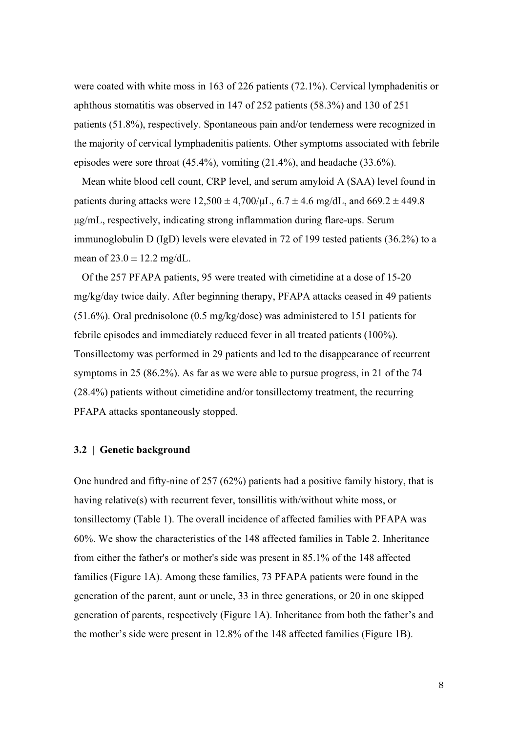were coated with white moss in 163 of 226 patients (72.1%). Cervical lymphadenitis or aphthous stomatitis was observed in 147 of 252 patients (58.3%) and 130 of 251 patients (51.8%), respectively. Spontaneous pain and/or tenderness were recognized in the majority of cervical lymphadenitis patients. Other symptoms associated with febrile episodes were sore throat (45.4%), vomiting (21.4%), and headache (33.6%).

Mean white blood cell count, CRP level, and serum amyloid A (SAA) level found in patients during attacks were $12,500 \pm 4,700/\mu L$, $6.7 \pm 4.6$ mg/dL, and $669.2 \pm 449.8$ μg/mL, respectively, indicating strong inflammation during flare-ups. Serum immunoglobulin D (IgD) levels were elevated in 72 of 199 tested patients (36.2%) to a mean of $23.0 \pm 12.2$ mg/dL.

Of the 257 PFAPA patients, 95 were treated with cimetidine at a dose of 15-20 mg/kg/day twice daily. After beginning therapy, PFAPA attacks ceased in 49 patients (51.6%). Oral prednisolone (0.5 mg/kg/dose) was administered to 151 patients for febrile episodes and immediately reduced fever in all treated patients (100%). Tonsillectomy was performed in 29 patients and led to the disappearance of recurrent symptoms in 25 (86.2%). As far as we were able to pursue progress, in 21 of the 74 (28.4%) patients without cimetidine and/or tonsillectomy treatment, the recurring PFAPA attacks spontaneously stopped.

### 3.2 | Genetic background

One hundred and fifty-nine of 257 (62%) patients had a positive family history, that is having relative(s) with recurrent fever, tonsillitis with/without white moss, or tonsillectomy (Table 1). The overall incidence of affected families with PFAPA was 60%. We show the characteristics of the 148 affected families in Table 2. Inheritance from either the father's or mother's side was present in 85.1% of the 148 affected families (Figure 1A). Among these families, 73 PFAPA patients were found in the generation of the parent, aunt or uncle, 33 in three generations, or 20 in one skipped generation of parents, respectively (Figure 1A). Inheritance from both the father's and the mother's side were present in 12.8% of the 148 affected families (Figure 1B).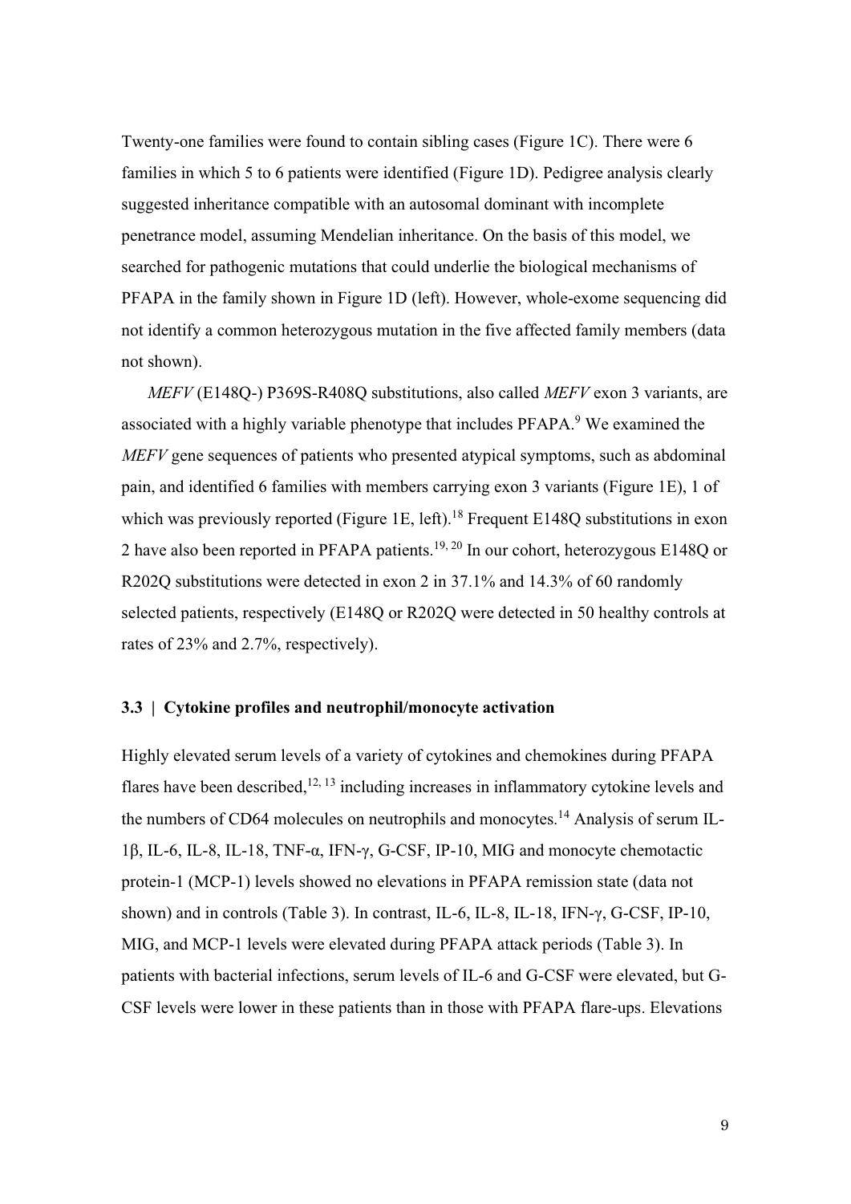Twenty-one families were found to contain sibling cases (Figure 1C). There were 6 families in which 5 to 6 patients were identified (Figure 1D). Pedigree analysis clearly suggested inheritance compatible with an autosomal dominant with incomplete penetrance model, assuming Mendelian inheritance. On the basis of this model, we searched for pathogenic mutations that could underlie the biological mechanisms of PFAPA in the family shown in Figure 1D (left). However, whole-exome sequencing did not identify a common heterozygous mutation in the five affected family members (data not shown).

*MEFV* (E148Q-) P369S-R408Q substitutions, also called *MEFV* exon 3 variants, are associated with a highly variable phenotype that includes PFAPA.[9] We examined the *MEFV* gene sequences of patients who presented atypical symptoms, such as abdominal pain, and identified 6 families with members carrying exon 3 variants (Figure 1E), 1 of which was previously reported (Figure 1E, left).[18] Frequent E148Q substitutions in exon 2 have also been reported in PFAPA patients.[19, 20] In our cohort, heterozygous E148Q or R202Q substitutions were detected in exon 2 in 37.1% and 14.3% of 60 randomly selected patients, respectively (E148Q or R202Q were detected in 50 healthy controls at rates of 23% and 2.7%, respectively).

### 3.3 | Cytokine profiles and neutrophil/monocyte activation

Highly elevated serum levels of a variety of cytokines and chemokines during PFAPA flares have been described,[12, 13] including increases in inflammatory cytokine levels and the numbers of CD64 molecules on neutrophils and monocytes.[14] Analysis of serum IL-1β, IL-6, IL-8, IL-18, TNF-α, IFN-γ, G-CSF, IP-10, MIG and monocyte chemotactic protein-1 (MCP-1) levels showed no elevations in PFAPA remission state (data not shown) and in controls (Table 3). In contrast, IL-6, IL-8, IL-18, IFN-γ, G-CSF, IP-10, MIG, and MCP-1 levels were elevated during PFAPA attack periods (Table 3). In patients with bacterial infections, serum levels of IL-6 and G-CSF were elevated, but G-CSF levels were lower in these patients than in those with PFAPA flare-ups. Elevations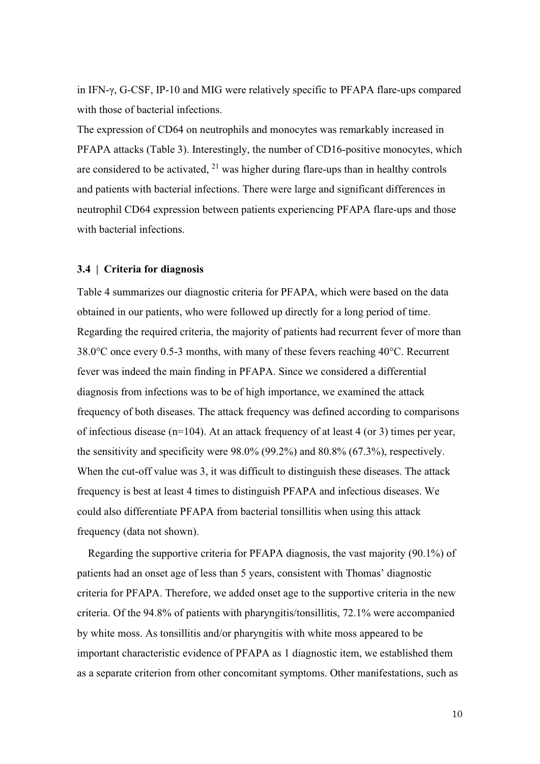in IFN-γ, G-CSF, IP-10 and MIG were relatively specific to PFAPA flare-ups compared with those of bacterial infections.

The expression of CD64 on neutrophils and monocytes was remarkably increased in PFAPA attacks (Table 3). Interestingly, the number of CD16-positive monocytes, which are considered to be activated, [21] was higher during flare-ups than in healthy controls and patients with bacterial infections. There were large and significant differences in neutrophil CD64 expression between patients experiencing PFAPA flare-ups and those with bacterial infections.

### 3.4 | Criteria for diagnosis

Table 4 summarizes our diagnostic criteria for PFAPA, which were based on the data obtained in our patients, who were followed up directly for a long period of time. Regarding the required criteria, the majority of patients had recurrent fever of more than 38.0°C once every 0.5-3 months, with many of these fevers reaching 40°C. Recurrent fever was indeed the main finding in PFAPA. Since we considered a differential diagnosis from infections was to be of high importance, we examined the attack frequency of both diseases. The attack frequency was defined according to comparisons of infectious disease (n=104). At an attack frequency of at least 4 (or 3) times per year, the sensitivity and specificity were 98.0% (99.2%) and 80.8% (67.3%), respectively. When the cut-off value was 3, it was difficult to distinguish these diseases. The attack frequency is best at least 4 times to distinguish PFAPA and infectious diseases. We could also differentiate PFAPA from bacterial tonsillitis when using this attack frequency (data not shown).

Regarding the supportive criteria for PFAPA diagnosis, the vast majority (90.1%) of patients had an onset age of less than 5 years, consistent with Thomas' diagnostic criteria for PFAPA. Therefore, we added onset age to the supportive criteria in the new criteria. Of the 94.8% of patients with pharyngitis/tonsillitis, 72.1% were accompanied by white moss. As tonsillitis and/or pharyngitis with white moss appeared to be important characteristic evidence of PFAPA as 1 diagnostic item, we established them as a separate criterion from other concomitant symptoms. Other manifestations, such as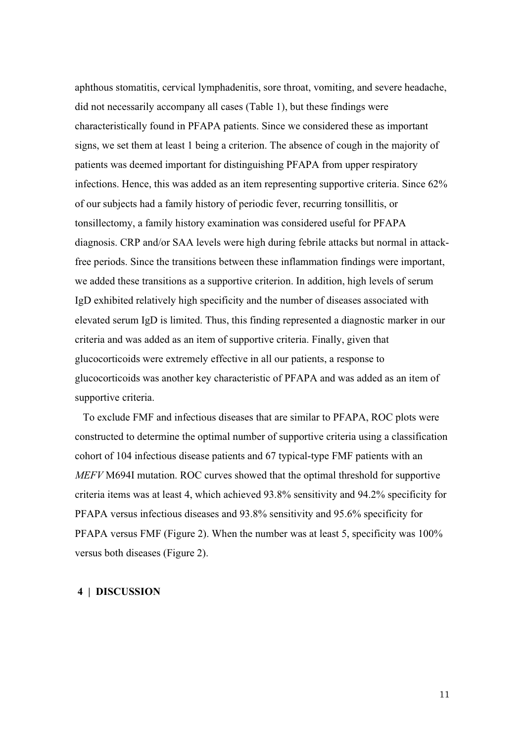aphthous stomatitis, cervical lymphadenitis, sore throat, vomiting, and severe headache, did not necessarily accompany all cases (Table 1), but these findings were characteristically found in PFAPA patients. Since we considered these as important signs, we set them at least 1 being a criterion. The absence of cough in the majority of patients was deemed important for distinguishing PFAPA from upper respiratory infections. Hence, this was added as an item representing supportive criteria. Since 62% of our subjects had a family history of periodic fever, recurring tonsillitis, or tonsillectomy, a family history examination was considered useful for PFAPA diagnosis. CRP and/or SAA levels were high during febrile attacks but normal in attack-free periods. Since the transitions between these inflammation findings were important, we added these transitions as a supportive criterion. In addition, high levels of serum IgD exhibited relatively high specificity and the number of diseases associated with elevated serum IgD is limited. Thus, this finding represented a diagnostic marker in our criteria and was added as an item of supportive criteria. Finally, given that glucocorticoids were extremely effective in all our patients, a response to glucocorticoids was another key characteristic of PFAPA and was added as an item of supportive criteria.

To exclude FMF and infectious diseases that are similar to PFAPA, ROC plots were constructed to determine the optimal number of supportive criteria using a classification cohort of 104 infectious disease patients and 67 typical-type FMF patients with an *MEFV* M694I mutation. ROC curves showed that the optimal threshold for supportive criteria items was at least 4, which achieved 93.8% sensitivity and 94.2% specificity for PFAPA versus infectious diseases and 93.8% sensitivity and 95.6% specificity for PFAPA versus FMF (Figure 2). When the number was at least 5, specificity was 100% versus both diseases (Figure 2).

## 4 | DISCUSSION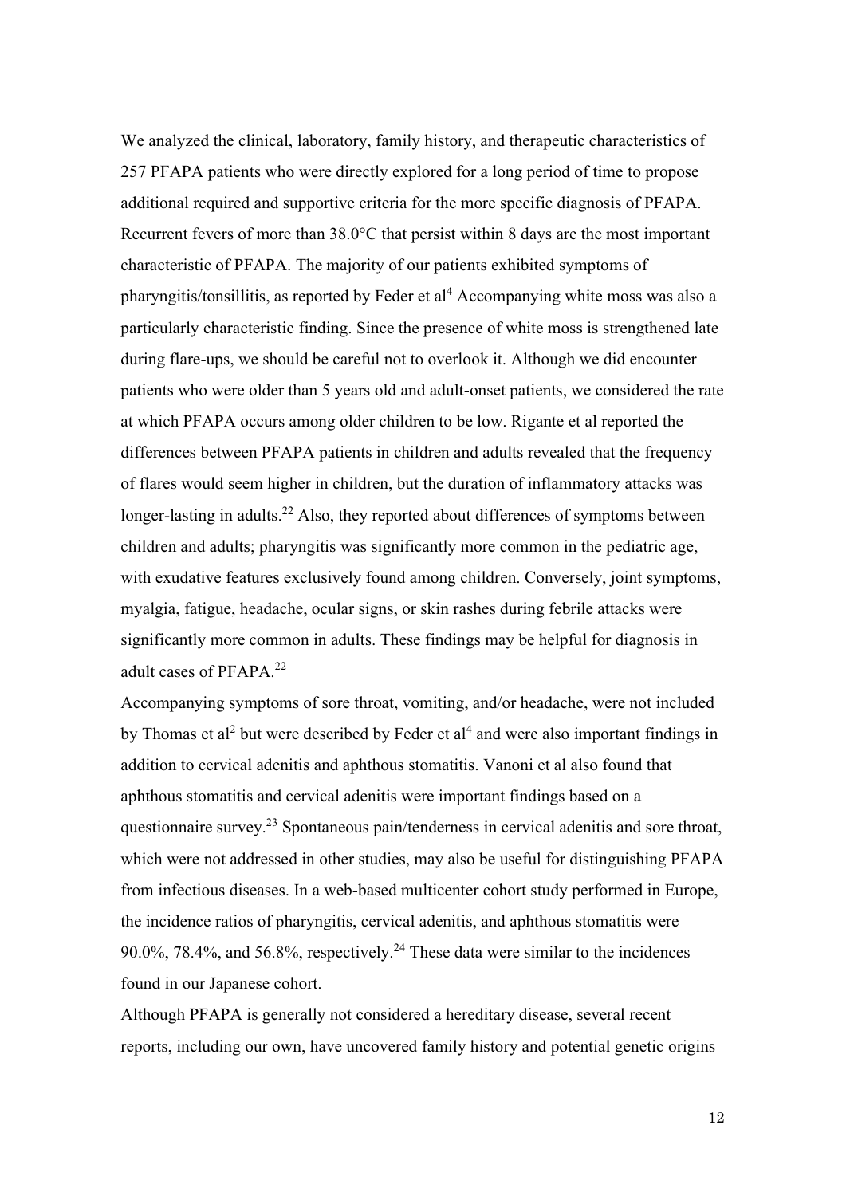We analyzed the clinical, laboratory, family history, and therapeutic characteristics of 257 PFAPA patients who were directly explored for a long period of time to propose additional required and supportive criteria for the more specific diagnosis of PFAPA. Recurrent fevers of more than 38.0°C that persist within 8 days are the most important characteristic of PFAPA. The majority of our patients exhibited symptoms of pharyngitis/tonsillitis, as reported by Feder et al[4] Accompanying white moss was also a particularly characteristic finding. Since the presence of white moss is strengthened late during flare-ups, we should be careful not to overlook it. Although we did encounter patients who were older than 5 years old and adult-onset patients, we considered the rate at which PFAPA occurs among older children to be low. Rigante et al reported the differences between PFAPA patients in children and adults revealed that the frequency of flares would seem higher in children, but the duration of inflammatory attacks was longer-lasting in adults.[22] Also, they reported about differences of symptoms between children and adults; pharyngitis was significantly more common in the pediatric age, with exudative features exclusively found among children. Conversely, joint symptoms, myalgia, fatigue, headache, ocular signs, or skin rashes during febrile attacks were significantly more common in adults. These findings may be helpful for diagnosis in adult cases of PFAPA.[22]

Accompanying symptoms of sore throat, vomiting, and/or headache, were not included by Thomas et al[2] but were described by Feder et al[4] and were also important findings in addition to cervical adenitis and aphthous stomatitis. Vanoni et al also found that aphthous stomatitis and cervical adenitis were important findings based on a questionnaire survey.[23] Spontaneous pain/tenderness in cervical adenitis and sore throat, which were not addressed in other studies, may also be useful for distinguishing PFAPA from infectious diseases. In a web-based multicenter cohort study performed in Europe, the incidence ratios of pharyngitis, cervical adenitis, and aphthous stomatitis were 90.0%, 78.4%, and 56.8%, respectively.[24] These data were similar to the incidences found in our Japanese cohort.

Although PFAPA is generally not considered a hereditary disease, several recent reports, including our own, have uncovered family history and potential genetic origins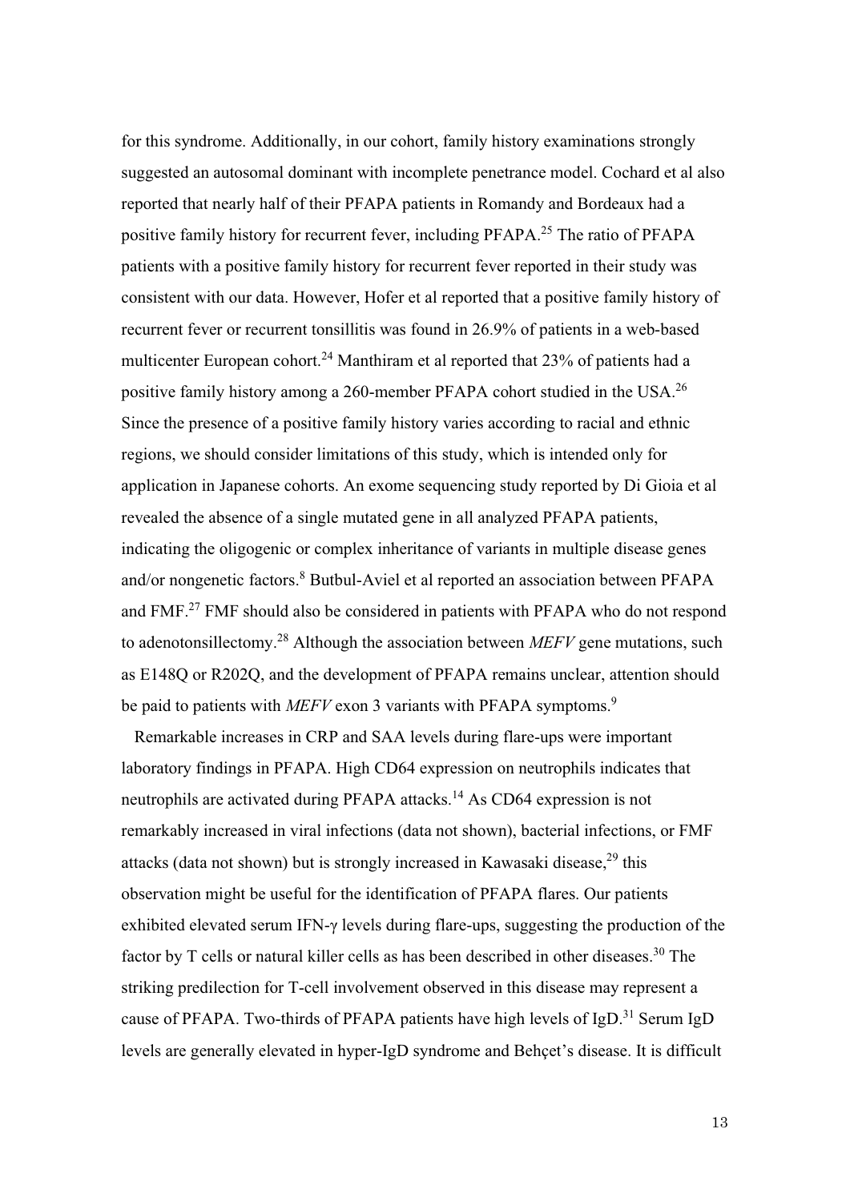for this syndrome. Additionally, in our cohort, family history examinations strongly suggested an autosomal dominant with incomplete penetrance model. Cochard et al also reported that nearly half of their PFAPA patients in Romandy and Bordeaux had a positive family history for recurrent fever, including PFAPA.[25] The ratio of PFAPA patients with a positive family history for recurrent fever reported in their study was consistent with our data. However, Hofer et al reported that a positive family history of recurrent fever or recurrent tonsillitis was found in 26.9% of patients in a web-based multicenter European cohort.[24] Manthiram et al reported that 23% of patients had a positive family history among a 260-member PFAPA cohort studied in the USA.[26] Since the presence of a positive family history varies according to racial and ethnic regions, we should consider limitations of this study, which is intended only for application in Japanese cohorts. An exome sequencing study reported by Di Gioia et al revealed the absence of a single mutated gene in all analyzed PFAPA patients, indicating the oligogenic or complex inheritance of variants in multiple disease genes and/or nongenetic factors.[8] Butbul-Aviel et al reported an association between PFAPA and FMF.[27] FMF should also be considered in patients with PFAPA who do not respond to adenotonsillectomy.[28] Although the association between *MEFV* gene mutations, such as E148Q or R202Q, and the development of PFAPA remains unclear, attention should be paid to patients with *MEFV* exon 3 variants with PFAPA symptoms.[9]

Remarkable increases in CRP and SAA levels during flare-ups were important laboratory findings in PFAPA. High CD64 expression on neutrophils indicates that neutrophils are activated during PFAPA attacks.[14] As CD64 expression is not remarkably increased in viral infections (data not shown), bacterial infections, or FMF attacks (data not shown) but is strongly increased in Kawasaki disease,[29] this observation might be useful for the identification of PFAPA flares. Our patients exhibited elevated serum IFN-γ levels during flare-ups, suggesting the production of the factor by T cells or natural killer cells as has been described in other diseases.[30] The striking predilection for T-cell involvement observed in this disease may represent a cause of PFAPA. Two-thirds of PFAPA patients have high levels of IgD.[31] Serum IgD levels are generally elevated in hyper-IgD syndrome and Behçet's disease. It is difficult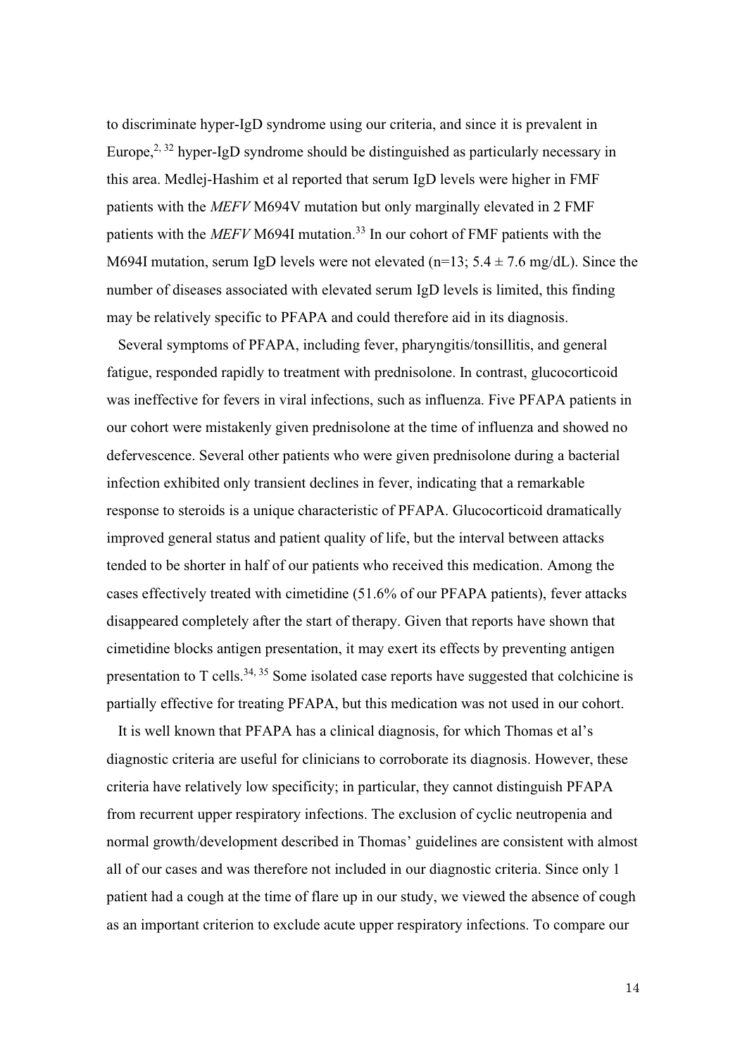to discriminate hyper-IgD syndrome using our criteria, and since it is prevalent in Europe,[2, 32] hyper-IgD syndrome should be distinguished as particularly necessary in this area. Medlej-Hashim et al reported that serum IgD levels were higher in FMF patients with the *MEFV* M694V mutation but only marginally elevated in 2 FMF patients with the *MEFV* M694I mutation.[33] In our cohort of FMF patients with the M694I mutation, serum IgD levels were not elevated (n=13; $5.4 \pm 7.6$ mg/dL). Since the number of diseases associated with elevated serum IgD levels is limited, this finding may be relatively specific to PFAPA and could therefore aid in its diagnosis.

Several symptoms of PFAPA, including fever, pharyngitis/tonsillitis, and general fatigue, responded rapidly to treatment with prednisolone. In contrast, glucocorticoid was ineffective for fevers in viral infections, such as influenza. Five PFAPA patients in our cohort were mistakenly given prednisolone at the time of influenza and showed no defervescence. Several other patients who were given prednisolone during a bacterial infection exhibited only transient declines in fever, indicating that a remarkable response to steroids is a unique characteristic of PFAPA. Glucocorticoid dramatically improved general status and patient quality of life, but the interval between attacks tended to be shorter in half of our patients who received this medication. Among the cases effectively treated with cimetidine (51.6% of our PFAPA patients), fever attacks disappeared completely after the start of therapy. Given that reports have shown that cimetidine blocks antigen presentation, it may exert its effects by preventing antigen presentation to T cells.[34, 35] Some isolated case reports have suggested that colchicine is partially effective for treating PFAPA, but this medication was not used in our cohort.

It is well known that PFAPA has a clinical diagnosis, for which Thomas et al's diagnostic criteria are useful for clinicians to corroborate its diagnosis. However, these criteria have relatively low specificity; in particular, they cannot distinguish PFAPA from recurrent upper respiratory infections. The exclusion of cyclic neutropenia and normal growth/development described in Thomas' guidelines are consistent with almost all of our cases and was therefore not included in our diagnostic criteria. Since only 1 patient had a cough at the time of flare up in our study, we viewed the absence of cough as an important criterion to exclude acute upper respiratory infections. To compare our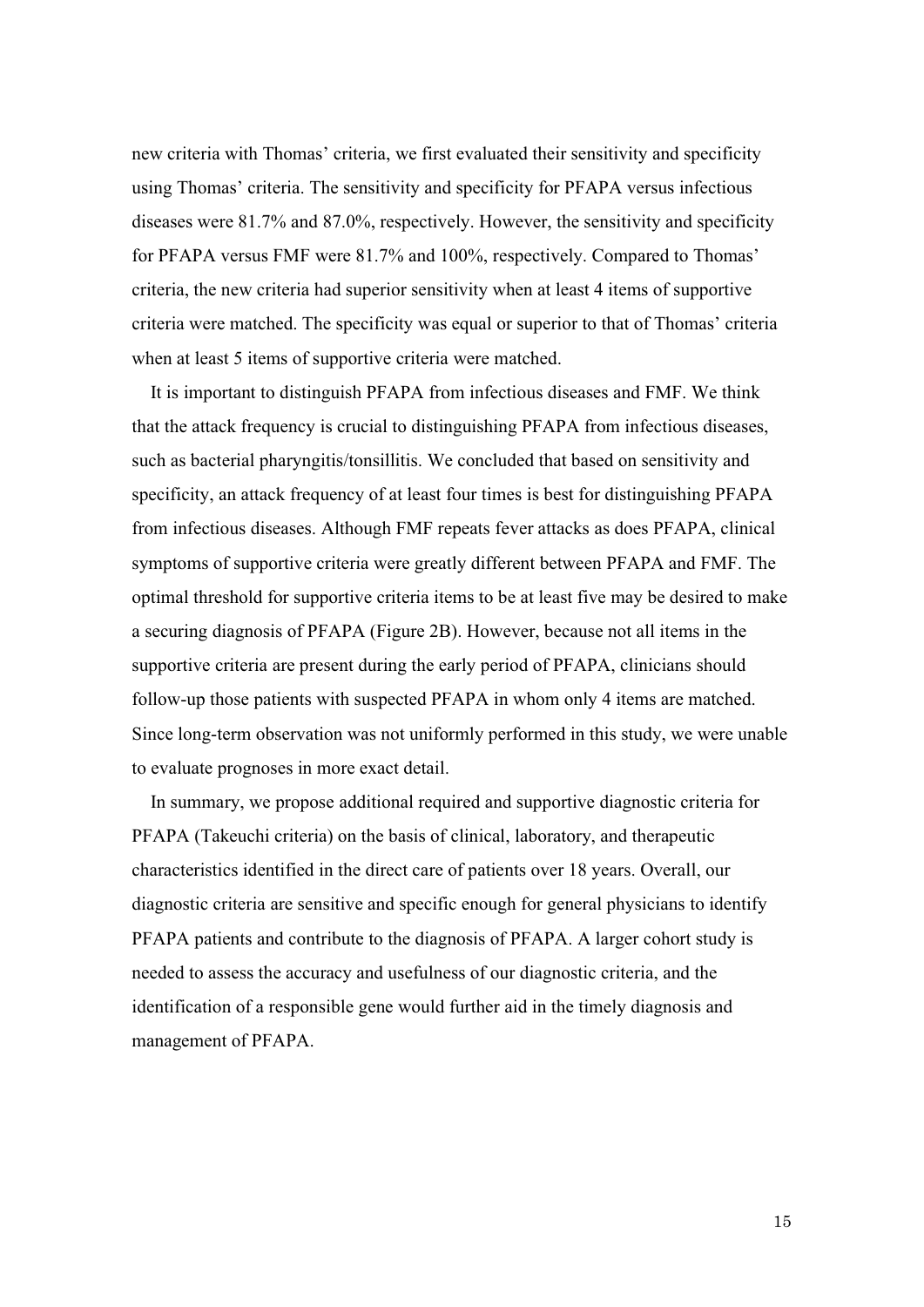new criteria with Thomas' criteria, we first evaluated their sensitivity and specificity using Thomas' criteria. The sensitivity and specificity for PFAPA versus infectious diseases were 81.7% and 87.0%, respectively. However, the sensitivity and specificity for PFAPA versus FMF were 81.7% and 100%, respectively. Compared to Thomas' criteria, the new criteria had superior sensitivity when at least 4 items of supportive criteria were matched. The specificity was equal or superior to that of Thomas' criteria when at least 5 items of supportive criteria were matched.

It is important to distinguish PFAPA from infectious diseases and FMF. We think that the attack frequency is crucial to distinguishing PFAPA from infectious diseases, such as bacterial pharyngitis/tonsillitis. We concluded that based on sensitivity and specificity, an attack frequency of at least four times is best for distinguishing PFAPA from infectious diseases. Although FMF repeats fever attacks as does PFAPA, clinical symptoms of supportive criteria were greatly different between PFAPA and FMF. The optimal threshold for supportive criteria items to be at least five may be desired to make a securing diagnosis of PFAPA (Figure 2B). However, because not all items in the supportive criteria are present during the early period of PFAPA, clinicians should follow-up those patients with suspected PFAPA in whom only 4 items are matched. Since long-term observation was not uniformly performed in this study, we were unable to evaluate prognoses in more exact detail.

In summary, we propose additional required and supportive diagnostic criteria for PFAPA (Takeuchi criteria) on the basis of clinical, laboratory, and therapeutic characteristics identified in the direct care of patients over 18 years. Overall, our diagnostic criteria are sensitive and specific enough for general physicians to identify PFAPA patients and contribute to the diagnosis of PFAPA. A larger cohort study is needed to assess the accuracy and usefulness of our diagnostic criteria, and the identification of a responsible gene would further aid in the timely diagnosis and management of PFAPA.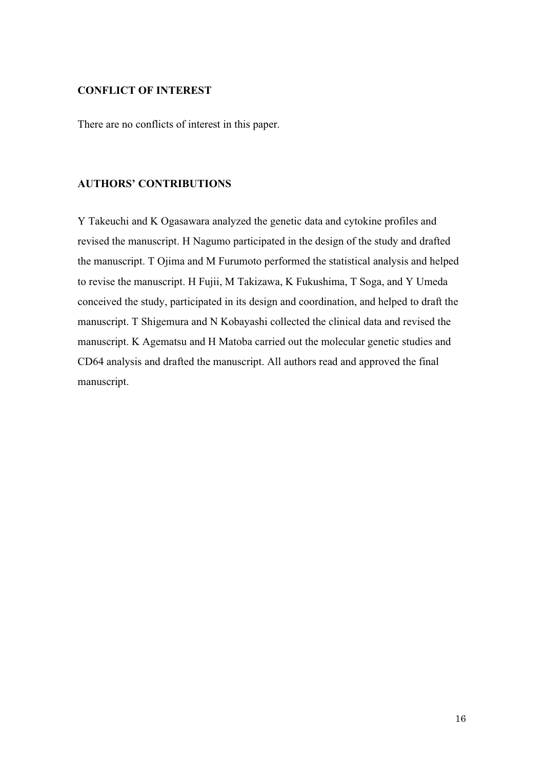## CONFLICT OF INTEREST

There are no conflicts of interest in this paper.

## AUTHORS' CONTRIBUTIONS

Y Takeuchi and K Ogasawara analyzed the genetic data and cytokine profiles and revised the manuscript. H Nagumo participated in the design of the study and drafted the manuscript. T Ojima and M Furumoto performed the statistical analysis and helped to revise the manuscript. H Fujii, M Takizawa, K Fukushima, T Soga, and Y Umeda conceived the study, participated in its design and coordination, and helped to draft the manuscript. T Shigemura and N Kobayashi collected the clinical data and revised the manuscript. K Agematsu and H Matoba carried out the molecular genetic studies and CD64 analysis and drafted the manuscript. All authors read and approved the final manuscript.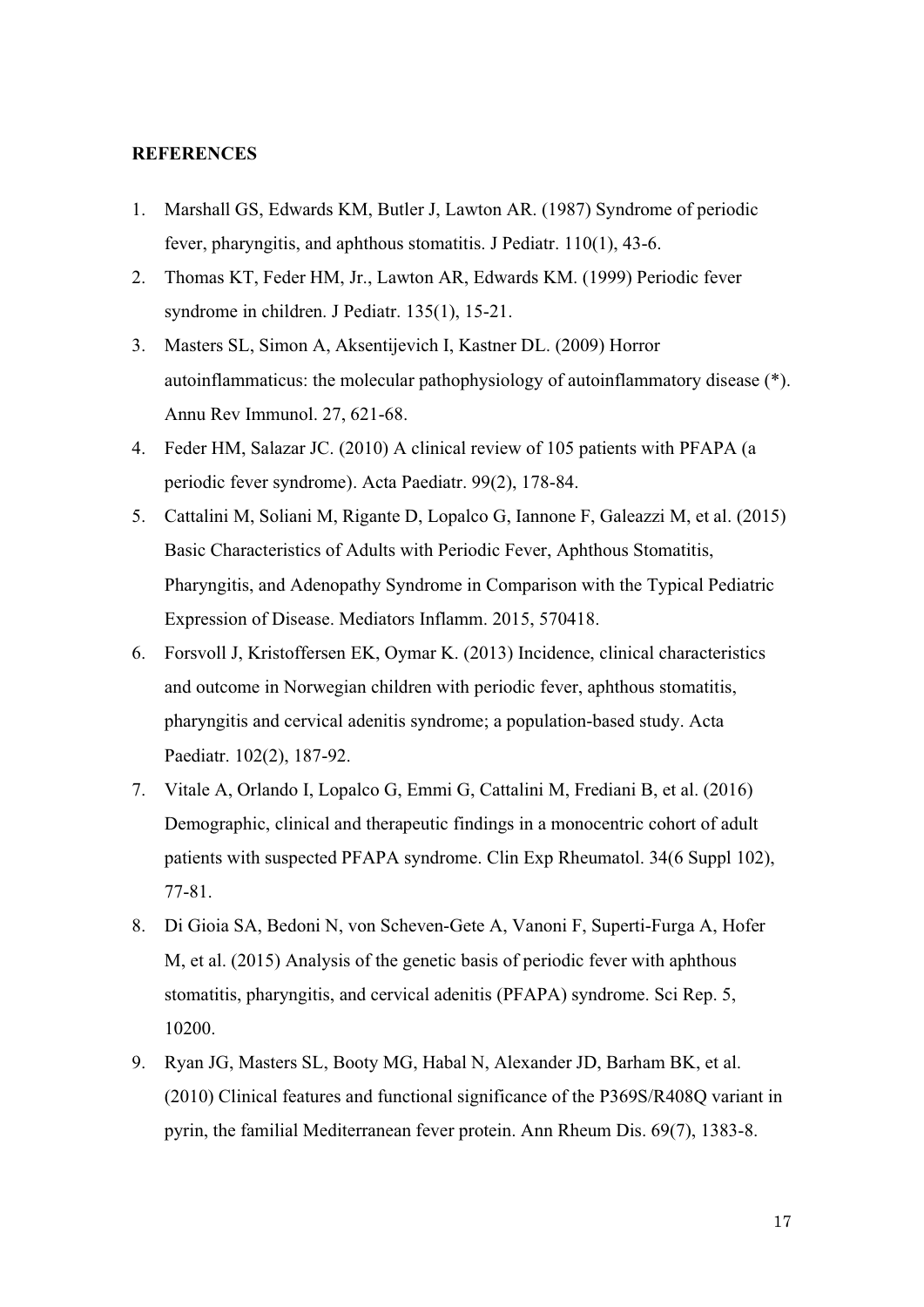**REFERENCES**

1. Marshall GS, Edwards KM, Butler J, Lawton AR. (1987) Syndrome of periodic fever, pharyngitis, and aphthous stomatitis. J Pediatr. 110(1), 43-6.
2. Thomas KT, Feder HM, Jr., Lawton AR, Edwards KM. (1999) Periodic fever syndrome in children. J Pediatr. 135(1), 15-21.
3. Masters SL, Simon A, Aksentijevich I, Kastner DL. (2009) Horror autoinflammaticus: the molecular pathophysiology of autoinflammatory disease (*). Annu Rev Immunol. 27, 621-68.
4. Feder HM, Salazar JC. (2010) A clinical review of 105 patients with PFAPA (a periodic fever syndrome). Acta Paediatr. 99(2), 178-84.
5. Cattalini M, Soliani M, Rigante D, Lopalco G, Iannone F, Galeazzi M, et al. (2015) Basic Characteristics of Adults with Periodic Fever, Aphthous Stomatitis, Pharyngitis, and Adenopathy Syndrome in Comparison with the Typical Pediatric Expression of Disease. Mediators Inflamm. 2015, 570418.
6. Forsvoll J, Kristoffersen EK, Oymar K. (2013) Incidence, clinical characteristics and outcome in Norwegian children with periodic fever, aphthous stomatitis, pharyngitis and cervical adenitis syndrome; a population-based study. Acta Paediatr. 102(2), 187-92.
7. Vitale A, Orlando I, Lopalco G, Emmi G, Cattalini M, Frediani B, et al. (2016) Demographic, clinical and therapeutic findings in a monocentric cohort of adult patients with suspected PFAPA syndrome. Clin Exp Rheumatol. 34(6 Suppl 102), 77-81.
8. Di Gioia SA, Bedoni N, von Scheven-Gete A, Vanoni F, Superti-Furga A, Hofer M, et al. (2015) Analysis of the genetic basis of periodic fever with aphthous stomatitis, pharyngitis, and cervical adenitis (PFAPA) syndrome. Sci Rep. 5, 10200.
9. Ryan JG, Masters SL, Booty MG, Habal N, Alexander JD, Barham BK, et al. (2010) Clinical features and functional significance of the P369S/R408Q variant in pyrin, the familial Mediterranean fever protein. Ann Rheum Dis. 69(7), 1383-8.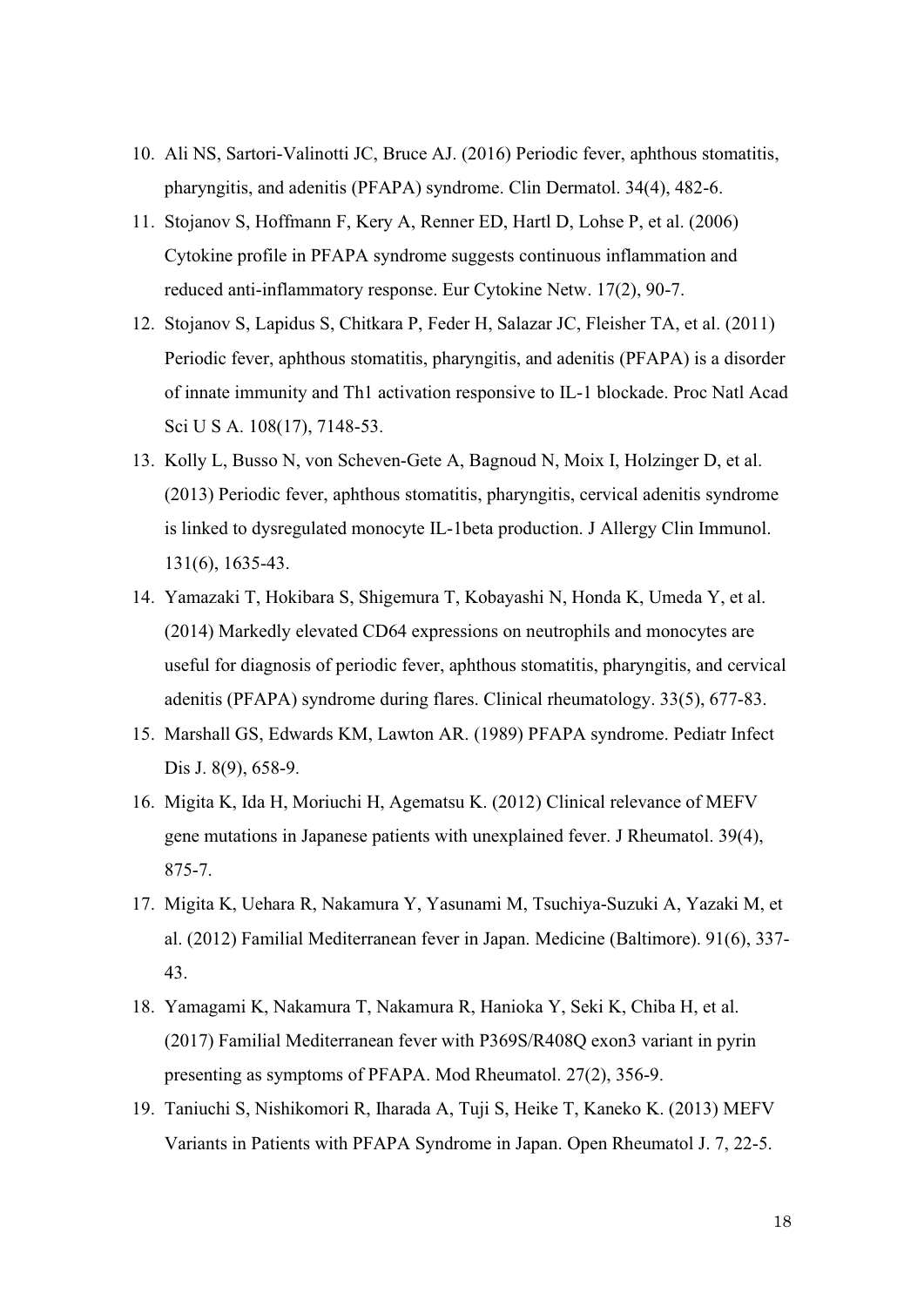10. Ali NS, Sartori-Valinotti JC, Bruce AJ. (2016) Periodic fever, aphthous stomatitis, pharyngitis, and adenitis (PFAPA) syndrome. Clin Dermatol. 34(4), 482-6.
11. Stojanov S, Hoffmann F, Kery A, Renner ED, Hartl D, Lohse P, et al. (2006) Cytokine profile in PFAPA syndrome suggests continuous inflammation and reduced anti-inflammatory response. Eur Cytokine Netw. 17(2), 90-7.
12. Stojanov S, Lapidus S, Chitkara P, Feder H, Salazar JC, Fleisher TA, et al. (2011) Periodic fever, aphthous stomatitis, pharyngitis, and adenitis (PFAPA) is a disorder of innate immunity and Th1 activation responsive to IL-1 blockade. Proc Natl Acad Sci U S A. 108(17), 7148-53.
13. Kolly L, Busso N, von Scheven-Gete A, Bagnoud N, Moix I, Holzinger D, et al. (2013) Periodic fever, aphthous stomatitis, pharyngitis, cervical adenitis syndrome is linked to dysregulated monocyte IL-1beta production. J Allergy Clin Immunol. 131(6), 1635-43.
14. Yamazaki T, Hokibara S, Shigemura T, Kobayashi N, Honda K, Umeda Y, et al. (2014) Markedly elevated CD64 expressions on neutrophils and monocytes are useful for diagnosis of periodic fever, aphthous stomatitis, pharyngitis, and cervical adenitis (PFAPA) syndrome during flares. Clinical rheumatology. 33(5), 677-83.
15. Marshall GS, Edwards KM, Lawton AR. (1989) PFAPA syndrome. Pediatr Infect Dis J. 8(9), 658-9.
16. Migita K, Ida H, Moriuchi H, Agematsu K. (2012) Clinical relevance of MEFV gene mutations in Japanese patients with unexplained fever. J Rheumatol. 39(4), 875-7.
17. Migita K, Uehara R, Nakamura Y, Yasunami M, Tsuchiya-Suzuki A, Yazaki M, et al. (2012) Familial Mediterranean fever in Japan. Medicine (Baltimore). 91(6), 337-43.
18. Yamagami K, Nakamura T, Nakamura R, Hanioka Y, Seki K, Chiba H, et al. (2017) Familial Mediterranean fever with P369S/R408Q exon3 variant in pyrin presenting as symptoms of PFAPA. Mod Rheumatol. 27(2), 356-9.
19. Taniuchi S, Nishikomori R, Iharada A, Tuji S, Heike T, Kaneko K. (2013) MEFV Variants in Patients with PFAPA Syndrome in Japan. Open Rheumatol J. 7, 22-5.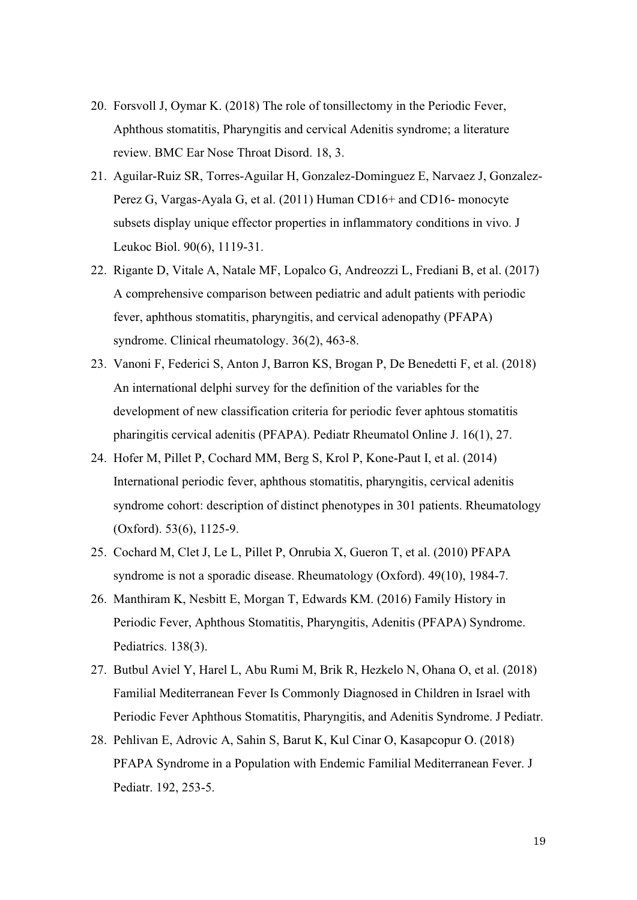20. Forsvoll J, Oymar K. (2018) The role of tonsillectomy in the Periodic Fever, Aphthous stomatitis, Pharyngitis and cervical Adenitis syndrome; a literature review. BMC Ear Nose Throat Disord. 18, 3.
21. Aguilar-Ruiz SR, Torres-Aguilar H, Gonzalez-Dominguez E, Narvaez J, Gonzalez-Perez G, Vargas-Ayala G, et al. (2011) Human CD16+ and CD16- monocyte subsets display unique effector properties in inflammatory conditions in vivo. J Leukoc Biol. 90(6), 1119-31.
22. Rigante D, Vitale A, Natale MF, Lopalco G, Andreozzi L, Frediani B, et al. (2017) A comprehensive comparison between pediatric and adult patients with periodic fever, aphthous stomatitis, pharyngitis, and cervical adenopathy (PFAPA) syndrome. Clinical rheumatology. 36(2), 463-8.
23. Vanoni F, Federici S, Anton J, Barron KS, Brogan P, De Benedetti F, et al. (2018) An international delphi survey for the definition of the variables for the development of new classification criteria for periodic fever aphtous stomatitis pharingitis cervical adenitis (PFAPA). Pediatr Rheumatol Online J. 16(1), 27.
24. Hofer M, Pillet P, Cochard MM, Berg S, Krol P, Kone-Paut I, et al. (2014) International periodic fever, aphthous stomatitis, pharyngitis, cervical adenitis syndrome cohort: description of distinct phenotypes in 301 patients. Rheumatology (Oxford). 53(6), 1125-9.
25. Cochard M, Clet J, Le L, Pillet P, Onrubia X, Gueron T, et al. (2010) PFAPA syndrome is not a sporadic disease. Rheumatology (Oxford). 49(10), 1984-7.
26. Manthiram K, Nesbitt E, Morgan T, Edwards KM. (2016) Family History in Periodic Fever, Aphthous Stomatitis, Pharyngitis, Adenitis (PFAPA) Syndrome. Pediatrics. 138(3).
27. Butbul Aviel Y, Harel L, Abu Rumi M, Brik R, Hezkelo N, Ohana O, et al. (2018) Familial Mediterranean Fever Is Commonly Diagnosed in Children in Israel with Periodic Fever Aphthous Stomatitis, Pharyngitis, and Adenitis Syndrome. J Pediatr.
28. Pehlivan E, Adrovic A, Sahin S, Barut K, Kul Cinar O, Kasapcopur O. (2018) PFAPA Syndrome in a Population with Endemic Familial Mediterranean Fever. J Pediatr. 192, 253-5.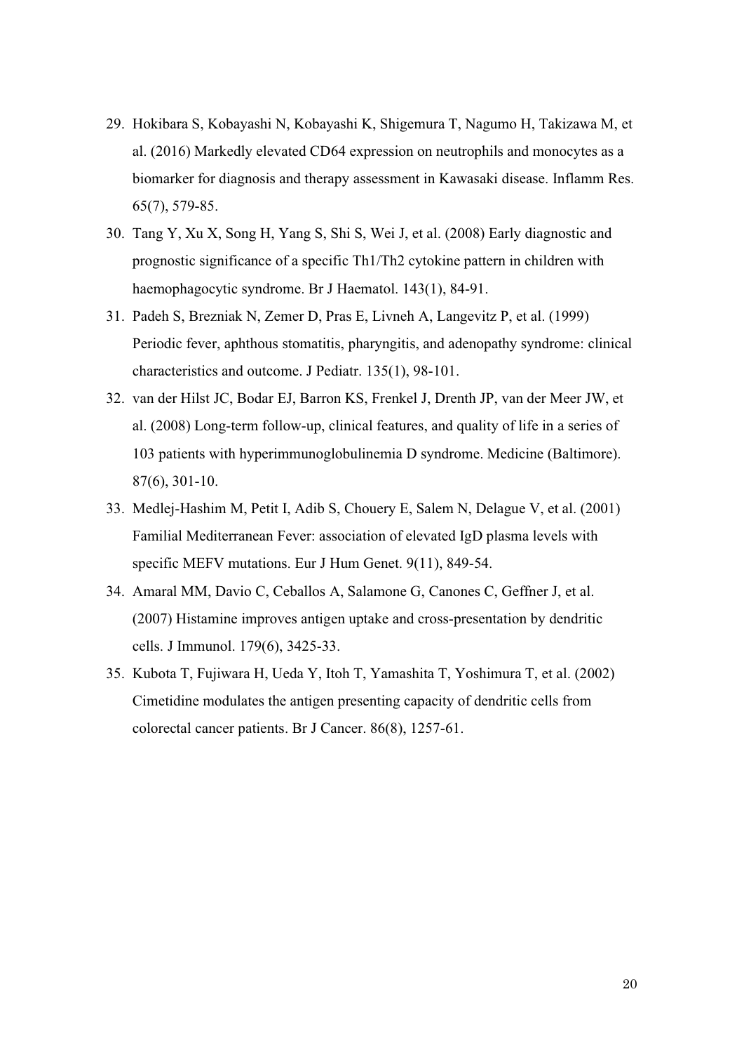29. Hokibara S, Kobayashi N, Kobayashi K, Shigemura T, Nagumo H, Takizawa M, et al. (2016) Markedly elevated CD64 expression on neutrophils and monocytes as a biomarker for diagnosis and therapy assessment in Kawasaki disease. Inflamm Res. 65(7), 579-85.
30. Tang Y, Xu X, Song H, Yang S, Shi S, Wei J, et al. (2008) Early diagnostic and prognostic significance of a specific Th1/Th2 cytokine pattern in children with haemophagocytic syndrome. Br J Haematol. 143(1), 84-91.
31. Padeh S, Brezniak N, Zemer D, Pras E, Livneh A, Langevitz P, et al. (1999) Periodic fever, aphthous stomatitis, pharyngitis, and adenopathy syndrome: clinical characteristics and outcome. J Pediatr. 135(1), 98-101.
32. van der Hilst JC, Bodar EJ, Barron KS, Frenkel J, Drenth JP, van der Meer JW, et al. (2008) Long-term follow-up, clinical features, and quality of life in a series of 103 patients with hyperimmunoglobulinemia D syndrome. Medicine (Baltimore). 87(6), 301-10.
33. Medlej-Hashim M, Petit I, Adib S, Chouery E, Salem N, Delague V, et al. (2001) Familial Mediterranean Fever: association of elevated IgD plasma levels with specific MEFV mutations. Eur J Hum Genet. 9(11), 849-54.
34. Amaral MM, Davio C, Ceballos A, Salamone G, Canones C, Geffner J, et al. (2007) Histamine improves antigen uptake and cross-presentation by dendritic cells. J Immunol. 179(6), 3425-33.
35. Kubota T, Fujiwara H, Ueda Y, Itoh T, Yamashita T, Yoshimura T, et al. (2002) Cimetidine modulates the antigen presenting capacity of dendritic cells from colorectal cancer patients. Br J Cancer. 86(8), 1257-61.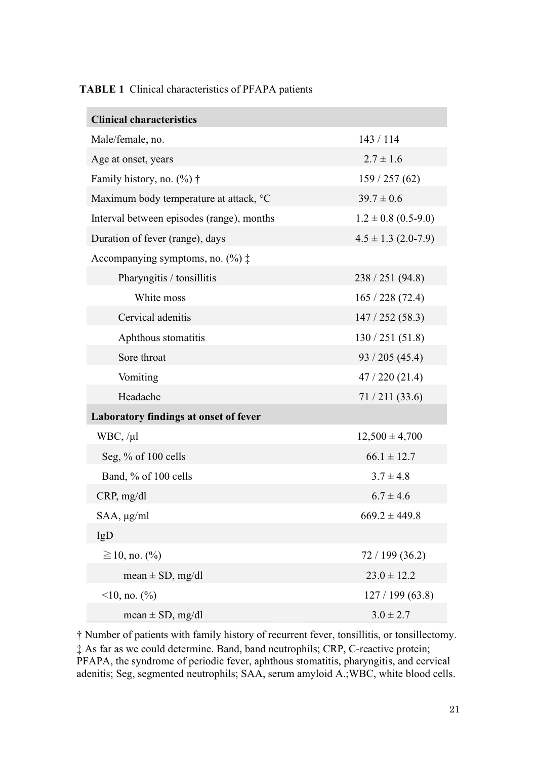**TABLE 1** Clinical characteristics of PFAPA patients

| **Clinical characteristics** | |
|---|---|
| Male/female, no. | 143 / 114 |
| Age at onset, years | 2.7 ± 1.6 |
| Family history, no. (%) † | 159 / 257 (62) |
| Maximum body temperature at attack, °C | 39.7 ± 0.6 |
| Interval between episodes (range), months | 1.2 ± 0.8 (0.5-9.0) |
| Duration of fever (range), days | 4.5 ± 1.3 (2.0-7.9) |
| Accompanying symptoms, no. (%) ‡ | |
| Pharyngitis / tonsillitis | 238 / 251 (94.8) |
| White moss | 165 / 228 (72.4) |
| Cervical adenitis | 147 / 252 (58.3) |
| Aphthous stomatitis | 130 / 251 (51.8) |
| Sore throat | 93 / 205 (45.4) |
| Vomiting | 47 / 220 (21.4) |
| Headache | 71 / 211 (33.6) |
| **Laboratory findings at onset of fever** | |
| WBC, /μl | 12,500 ± 4,700 |
| Seg, % of 100 cells | 66.1 ± 12.7 |
| Band, % of 100 cells | 3.7 ± 4.8 |
| CRP, mg/dl | 6.7 ± 4.6 |
| SAA, μg/ml | 669.2 ± 449.8 |
| IgD | |
| ≧10, no. (%) | 72 / 199 (36.2) |
| mean ± SD, mg/dl | 23.0 ± 12.2 |
| <10, no. (%) | 127 / 199 (63.8) |
| mean ± SD, mg/dl | 3.0 ± 2.7 |

† Number of patients with family history of recurrent fever, tonsillitis, or tonsillectomy.
‡ As far as we could determine. Band, band neutrophils; CRP, C-reactive protein; PFAPA, the syndrome of periodic fever, aphthous stomatitis, pharyngitis, and cervical adenitis; Seg, segmented neutrophils; SAA, serum amyloid A.;WBC, white blood cells.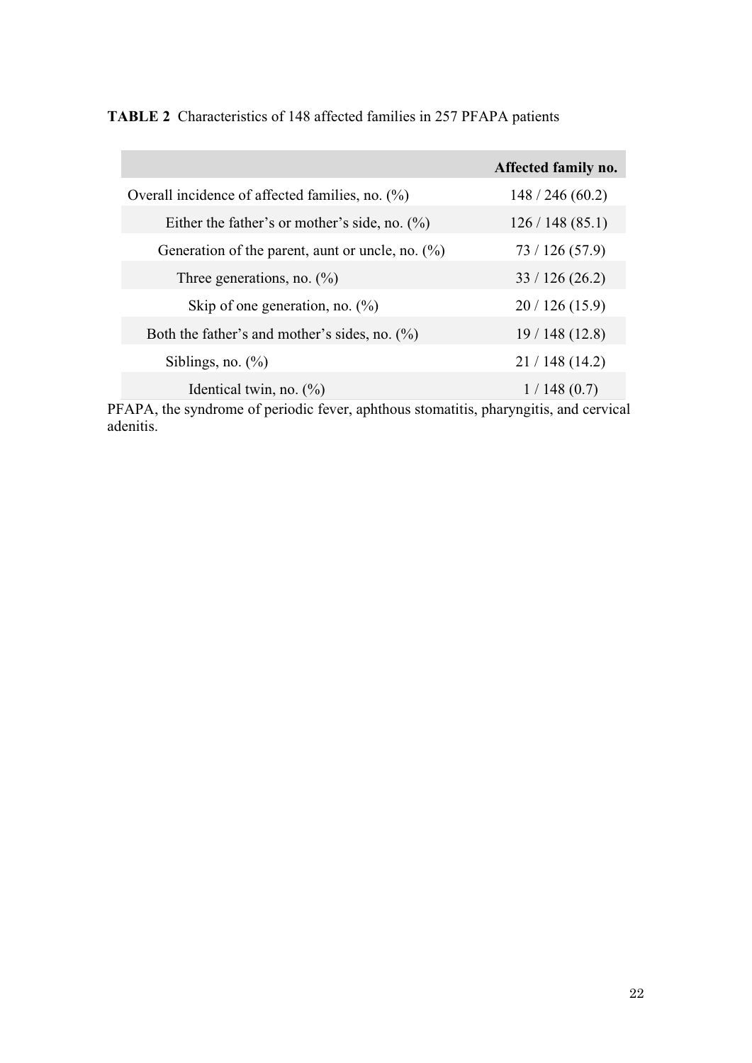**TABLE 2** Characteristics of 148 affected families in 257 PFAPA patients

| | Affected family no. |
|---|---|
| Overall incidence of affected families, no. (%) | 148 / 246 (60.2) |
| Either the father's or mother's side, no. (%) | 126 / 148 (85.1) |
| Generation of the parent, aunt or uncle, no. (%) | 73 / 126 (57.9) |
| Three generations, no. (%) | 33 / 126 (26.2) |
| Skip of one generation, no. (%) | 20 / 126 (15.9) |
| Both the father's and mother's sides, no. (%) | 19 / 148 (12.8) |
| Siblings, no. (%) | 21 / 148 (14.2) |
| Identical twin, no. (%) | 1 / 148 (0.7) |

PFAPA, the syndrome of periodic fever, aphthous stomatitis, pharyngitis, and cervical adenitis.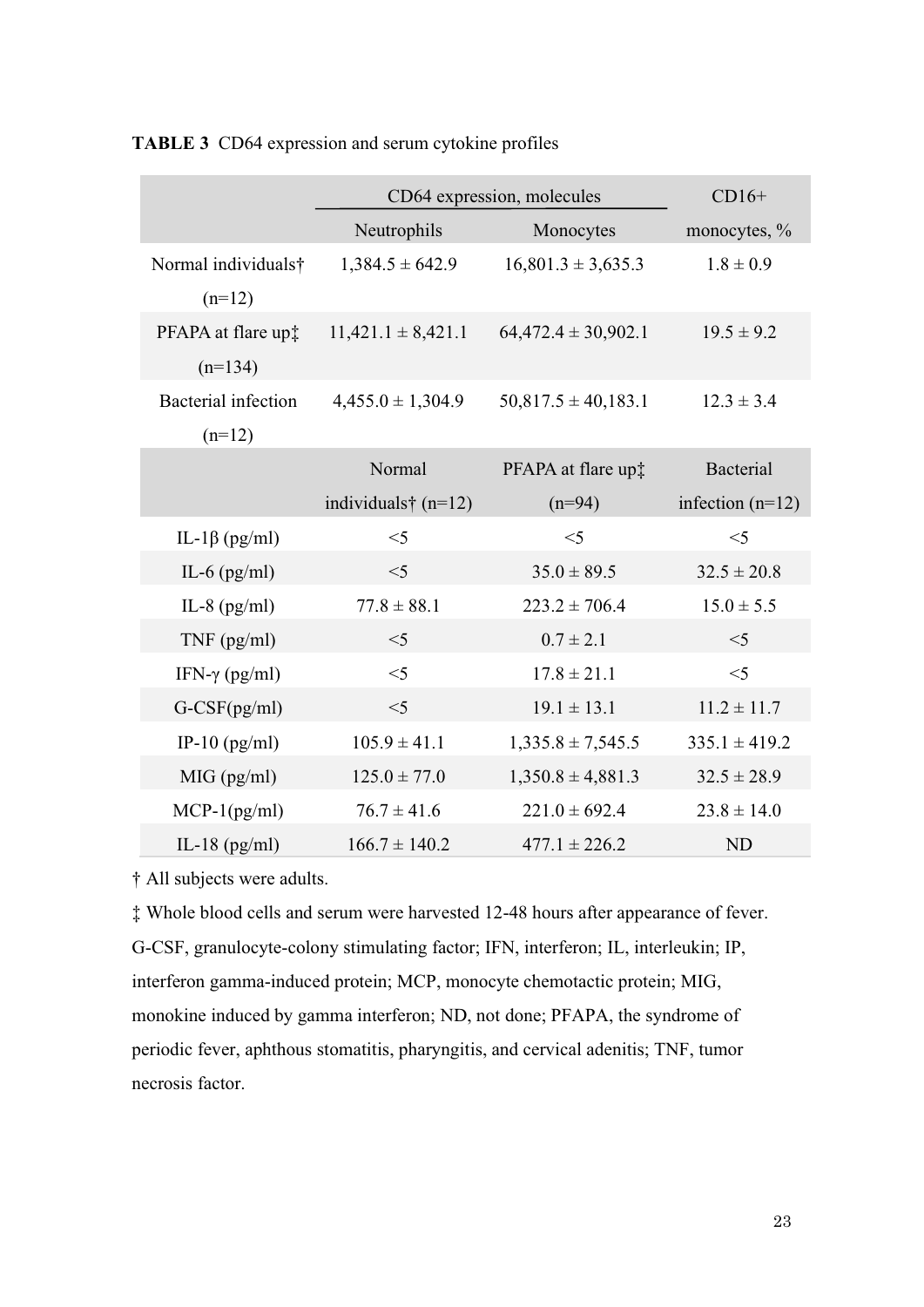**TABLE 3** CD64 expression and serum cytokine profiles

| | CD64 expression, molecules | | CD16+ |
|---|---|---|---|
| | Neutrophils | Monocytes | monocytes, % |
| Normal individuals† (n=12) | 1,384.5 ± 642.9 | 16,801.3 ± 3,635.3 | 1.8 ± 0.9 |
| PFAPA at flare up‡ (n=134) | 11,421.1 ± 8,421.1 | 64,472.4 ± 30,902.1 | 19.5 ± 9.2 |
| Bacterial infection (n=12) | 4,455.0 ± 1,304.9 | 50,817.5 ± 40,183.1 | 12.3 ± 3.4 |
| | Normal individuals† (n=12) | PFAPA at flare up‡ (n=94) | Bacterial infection (n=12) |
| IL-1β (pg/ml) | <5 | <5 | <5 |
| IL-6 (pg/ml) | <5 | 35.0 ± 89.5 | 32.5 ± 20.8 |
| IL-8 (pg/ml) | 77.8 ± 88.1 | 223.2 ± 706.4 | 15.0 ± 5.5 |
| TNF (pg/ml) | <5 | 0.7 ± 2.1 | <5 |
| IFN-γ (pg/ml) | <5 | 17.8 ± 21.1 | <5 |
| G-CSF(pg/ml) | <5 | 19.1 ± 13.1 | 11.2 ± 11.7 |
| IP-10 (pg/ml) | 105.9 ± 41.1 | 1,335.8 ± 7,545.5 | 335.1 ± 419.2 |
| MIG (pg/ml) | 125.0 ± 77.0 | 1,350.8 ± 4,881.3 | 32.5 ± 28.9 |
| MCP-1(pg/ml) | 76.7 ± 41.6 | 221.0 ± 692.4 | 23.8 ± 14.0 |
| IL-18 (pg/ml) | 166.7 ± 140.2 | 477.1 ± 226.2 | ND |

† All subjects were adults.

‡ Whole blood cells and serum were harvested 12-48 hours after appearance of fever.

G-CSF, granulocyte-colony stimulating factor; IFN, interferon; IL, interleukin; IP, interferon gamma-induced protein; MCP, monocyte chemotactic protein; MIG, monokine induced by gamma interferon; ND, not done; PFAPA, the syndrome of periodic fever, aphthous stomatitis, pharyngitis, and cervical adenitis; TNF, tumor necrosis factor.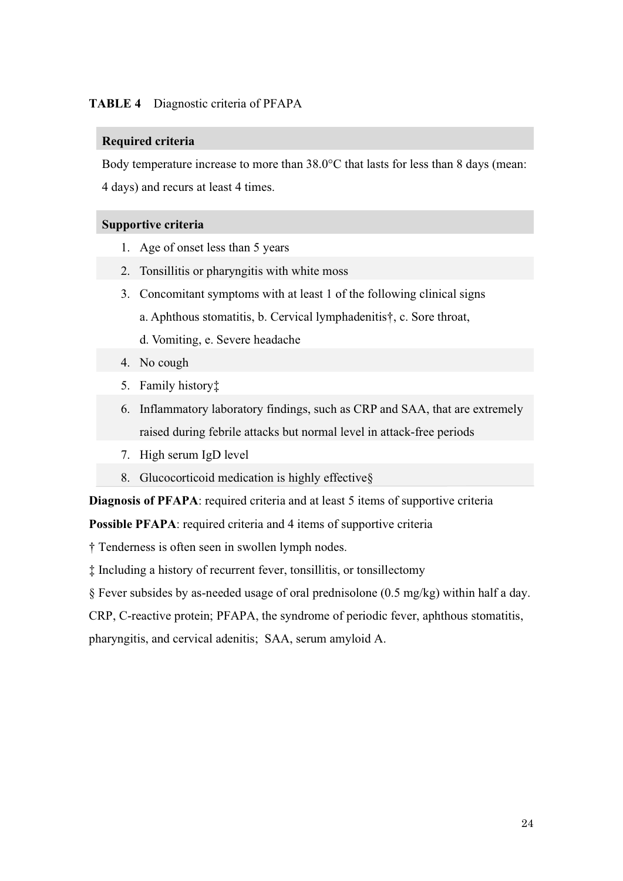**TABLE 4** Diagnostic criteria of PFAPA

| **Required criteria** |
|---|
| Body temperature increase to more than 38.0°C that lasts for less than 8 days (mean: 4 days) and recurs at least 4 times. |

| **Supportive criteria** |
|---|
| 1. Age of onset less than 5 years |
| 2. Tonsillitis or pharyngitis with white moss |
| 3. Concomitant symptoms with at least 1 of the following clinical signs<br>a. Aphthous stomatitis, b. Cervical lymphadenitis†, c. Sore throat,<br>d. Vomiting, e. Severe headache |
| 4. No cough |
| 5. Family history‡ |
| 6. Inflammatory laboratory findings, such as CRP and SAA, that are extremely raised during febrile attacks but normal level in attack-free periods |
| 7. High serum IgD level |
| 8. Glucocorticoid medication is highly effective§ |

**Diagnosis of PFAPA**: required criteria and at least 5 items of supportive criteria

**Possible PFAPA**: required criteria and 4 items of supportive criteria

† Tenderness is often seen in swollen lymph nodes.

‡ Including a history of recurrent fever, tonsillitis, or tonsillectomy

§ Fever subsides by as-needed usage of oral prednisolone (0.5 mg/kg) within half a day.

CRP, C-reactive protein; PFAPA, the syndrome of periodic fever, aphthous stomatitis, pharyngitis, and cervical adenitis; SAA, serum amyloid A.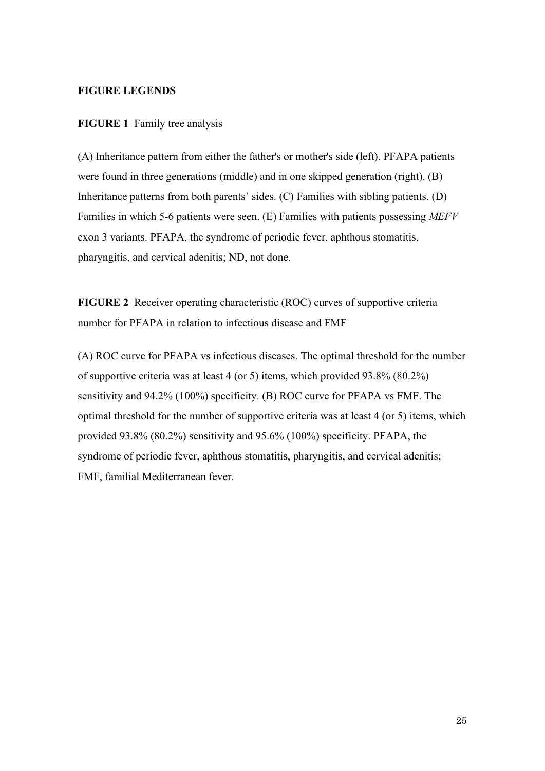## FIGURE LEGENDS

**FIGURE 1** Family tree analysis

(A) Inheritance pattern from either the father's or mother's side (left). PFAPA patients were found in three generations (middle) and in one skipped generation (right). (B) Inheritance patterns from both parents' sides. (C) Families with sibling patients. (D) Families in which 5-6 patients were seen. (E) Families with patients possessing *MEFV* exon 3 variants. PFAPA, the syndrome of periodic fever, aphthous stomatitis, pharyngitis, and cervical adenitis; ND, not done.

**FIGURE 2** Receiver operating characteristic (ROC) curves of supportive criteria number for PFAPA in relation to infectious disease and FMF

(A) ROC curve for PFAPA vs infectious diseases. The optimal threshold for the number of supportive criteria was at least 4 (or 5) items, which provided 93.8% (80.2%) sensitivity and 94.2% (100%) specificity. (B) ROC curve for PFAPA vs FMF. The optimal threshold for the number of supportive criteria was at least 4 (or 5) items, which provided 93.8% (80.2%) sensitivity and 95.6% (100%) specificity. PFAPA, the syndrome of periodic fever, aphthous stomatitis, pharyngitis, and cervical adenitis; FMF, familial Mediterranean fever.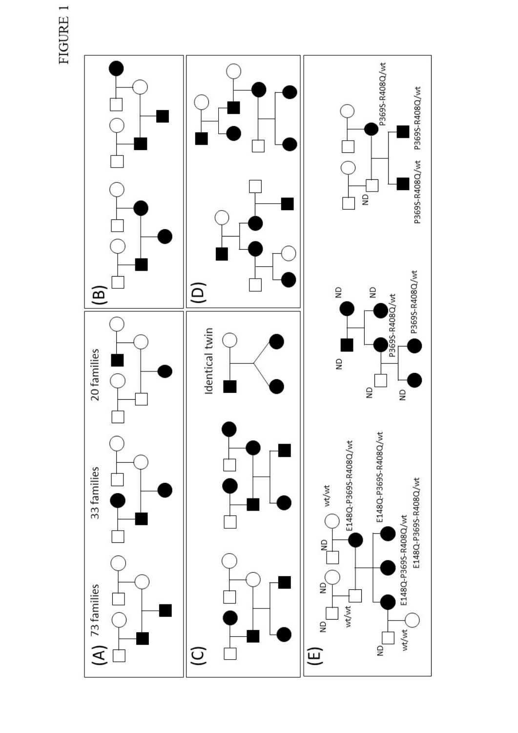FIGURE 1

(A) 73 families 33 families 20 families

(B)

(C) Identical twin

(D)

(E) wt/wt E148Q-P369S-R408Q/wt E148Q-P369S-R408Q/wt E148Q-P369S-R408Q/wt E148Q-P369S-R408Q/wt wt/wt wt/wt ND ND ND ND ND ND ND P369S-R408Q/wt P369S-R408Q/wt ND ND P369S-R408Q/wt P369S-R408Q/wt P369S-R408Q/wt P369S-R408Q/wt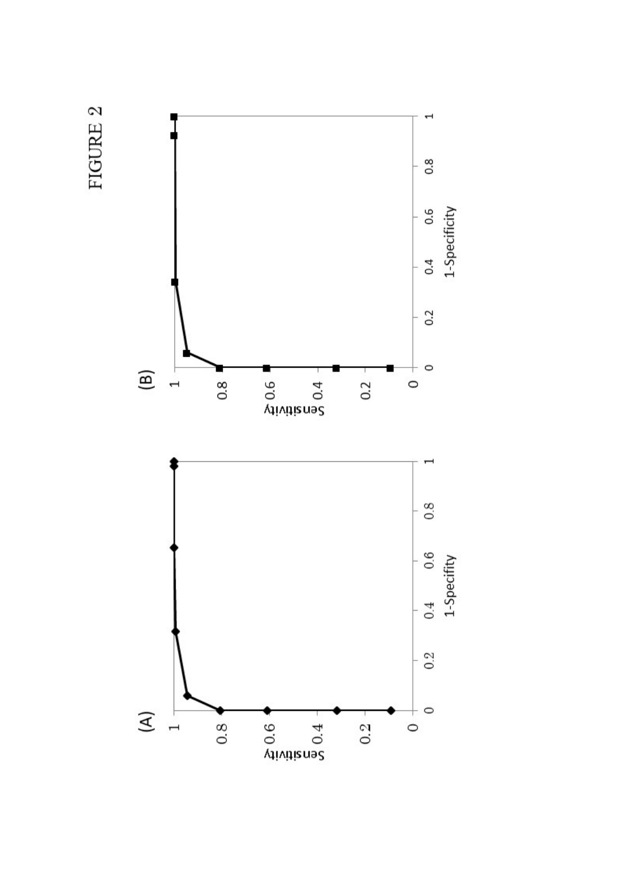FIGURE 2

(A)

Sensitivity

1
0.8
0.6
0.4
0.2
0

0
0.2
0.4
0.6
0.8
1

1-Specifity

(B)

Sensitivity

1
0.8
0.6
0.4
0.2
0

0
0.2
0.4
0.6
0.8
1

1-Specificity